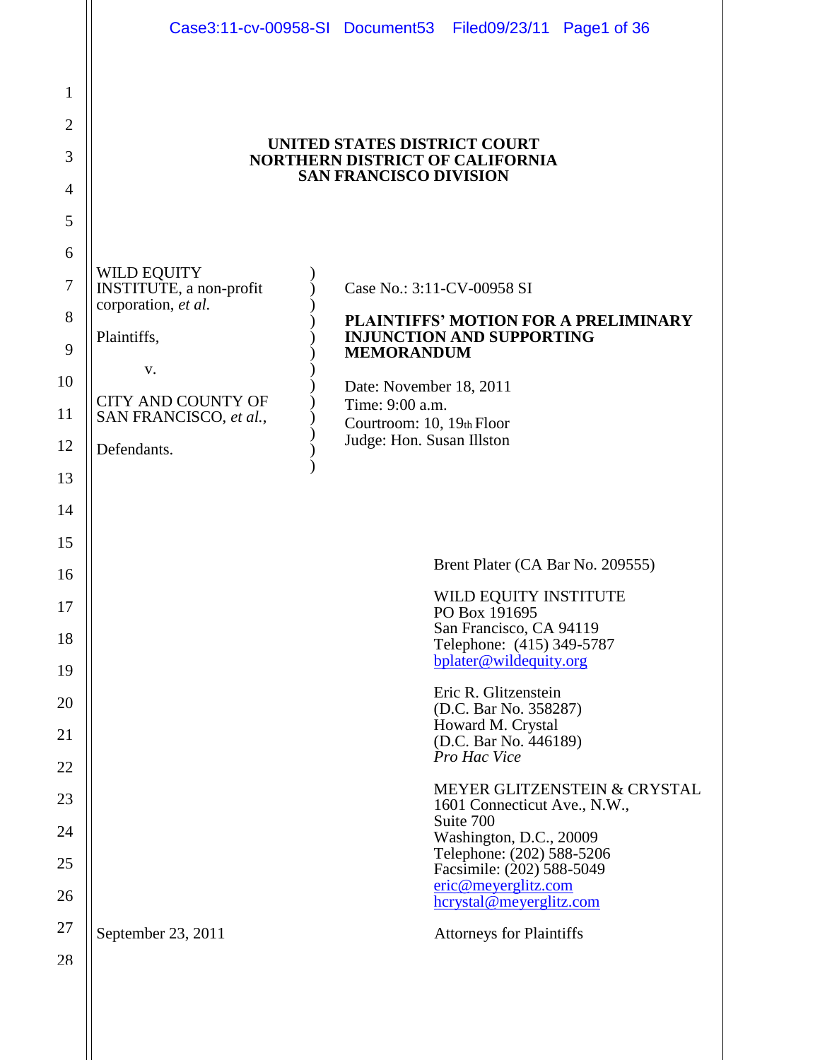**UNITED STATES DISTRICT COURT**
**NORTHERN DISTRICT OF CALIFORNIA**
**SAN FRANCISCO DIVISION**

| | |
|---|---|
| WILD EQUITY INSTITUTE, a non-profit corporation, *et al.* | Case No.: 3:11-CV-00958 SI |
| Plaintiffs, | **PLAINTIFFS' MOTION FOR A PRELIMINARY INJUNCTION AND SUPPORTING MEMORANDUM** |
| v. | |
| CITY AND COUNTY OF SAN FRANCISCO, *et al.*, | Date: November 18, 2011<br>Time: 9:00 a.m.<br>Courtroom: 10, 19th Floor<br>Judge: Hon. Susan Illston |
| Defendants. | |

Brent Plater (CA Bar No. 209555)

WILD EQUITY INSTITUTE
PO Box 191695
San Francisco, CA 94119
Telephone: (415) 349-5787
bplater@wildequity.org

Eric R. Glitzenstein
(D.C. Bar No. 358287)
Howard M. Crystal
(D.C. Bar No. 446189)
*Pro Hac Vice*

MEYER GLITZENSTEIN & CRYSTAL
1601 Connecticut Ave., N.W.,
Suite 700
Washington, D.C., 20009
Telephone: (202) 588-5206
Facsimile: (202) 588-5049
eric@meyerglitz.com
hcrystal@meyerglitz.com

September 23, 2011

Attorneys for Plaintiffs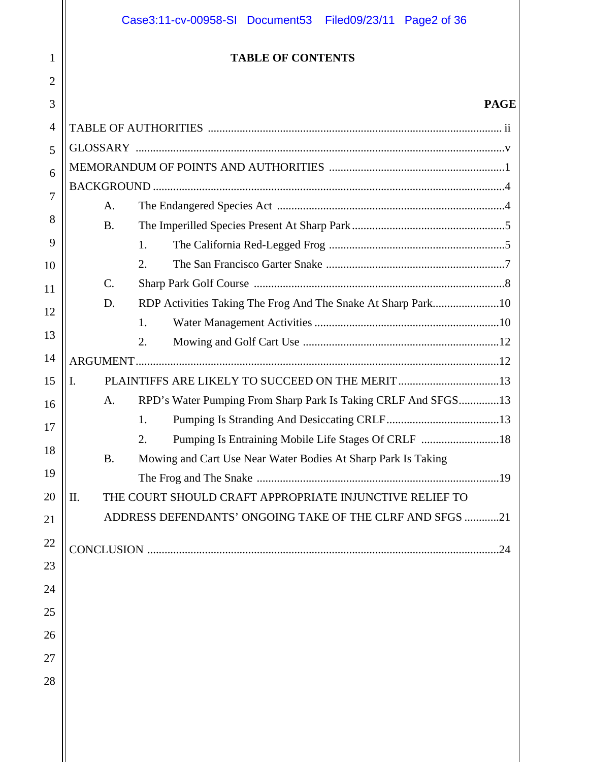# TABLE OF CONTENTS

**PAGE**

TABLE OF AUTHORITIES ..... ii

GLOSSARY ..... v

MEMORANDUM OF POINTS AND AUTHORITIES ..... 1

BACKGROUND ..... 4

- A. The Endangered Species Act ..... 4
- B. The Imperilled Species Present At Sharp Park ..... 5
  - 1. The California Red-Legged Frog ..... 5
  - 2. The San Francisco Garter Snake ..... 7
- C. Sharp Park Golf Course ..... 8
- D. RDP Activities Taking The Frog And The Snake At Sharp Park ..... 10
  - 1. Water Management Activities ..... 10
  - 2. Mowing and Golf Cart Use ..... 12

ARGUMENT ..... 12

I. PLAINTIFFS ARE LIKELY TO SUCCEED ON THE MERIT ..... 13

- A. RPD's Water Pumping From Sharp Park Is Taking CRLF And SFGS ..... 13
  - 1. Pumping Is Stranding And Desiccating CRLF ..... 13
  - 2. Pumping Is Entraining Mobile Life Stages Of CRLF ..... 18
- B. Mowing and Cart Use Near Water Bodies At Sharp Park Is Taking The Frog and The Snake ..... 19

II. THE COURT SHOULD CRAFT APPROPRIATE INJUNCTIVE RELIEF TO ADDRESS DEFENDANTS' ONGOING TAKE OF THE CLRF AND SFGS ..... 21

CONCLUSION ..... 24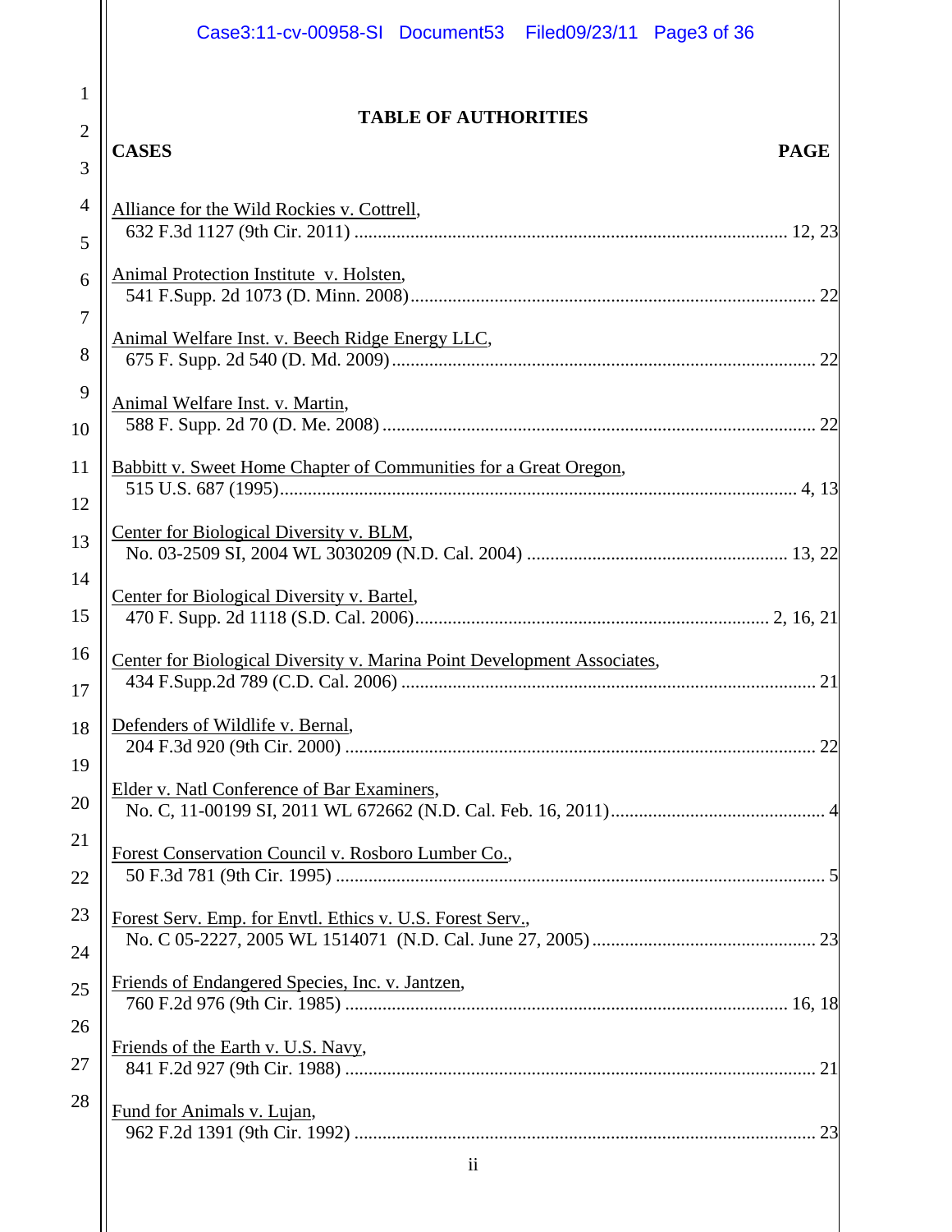## TABLE OF AUTHORITIES

**CASES** **PAGE**

Alliance for the Wild Rockies v. Cottrell,
632 F.3d 1127 (9th Cir. 2011) ........................................................................................... 12, 23

Animal Protection Institute v. Holsten,
541 F.Supp. 2d 1073 (D. Minn. 2008)...................................................................................... 22

Animal Welfare Inst. v. Beech Ridge Energy LLC,
675 F. Supp. 2d 540 (D. Md. 2009).......................................................................................... 22

Animal Welfare Inst. v. Martin,
588 F. Supp. 2d 70 (D. Me. 2008) ........................................................................................... 22

Babbitt v. Sweet Home Chapter of Communities for a Great Oregon,
515 U.S. 687 (1995).............................................................................................................. 4, 13

Center for Biological Diversity v. BLM,
No. 03-2509 SI, 2004 WL 3030209 (N.D. Cal. 2004) ....................................................... 13, 22

Center for Biological Diversity v. Bartel,
470 F. Supp. 2d 1118 (S.D. Cal. 2006)........................................................................... 2, 16, 21

Center for Biological Diversity v. Marina Point Development Associates,
434 F.Supp.2d 789 (C.D. Cal. 2006) ........................................................................................ 21

Defenders of Wildlife v. Bernal,
204 F.3d 920 (9th Cir. 2000) .................................................................................................... 22

Elder v. Natl Conference of Bar Examiners,
No. C, 11-00199 SI, 2011 WL 672662 (N.D. Cal. Feb. 16, 2011)............................................. 4

Forest Conservation Council v. Rosboro Lumber Co.,
50 F.3d 781 (9th Cir. 1995) ........................................................................................................ 5

Forest Serv. Emp. for Envtl. Ethics v. U.S. Forest Serv.,
No. C 05-2227, 2005 WL 1514071 (N.D. Cal. June 27, 2005)................................................ 23

Friends of Endangered Species, Inc. v. Jantzen,
760 F.2d 976 (9th Cir. 1985) .............................................................................................. 16, 18

Friends of the Earth v. U.S. Navy,
841 F.2d 927 (9th Cir. 1988) .................................................................................................... 21

Fund for Animals v. Lujan,
962 F.2d 1391 (9th Cir. 1992) .................................................................................................. 23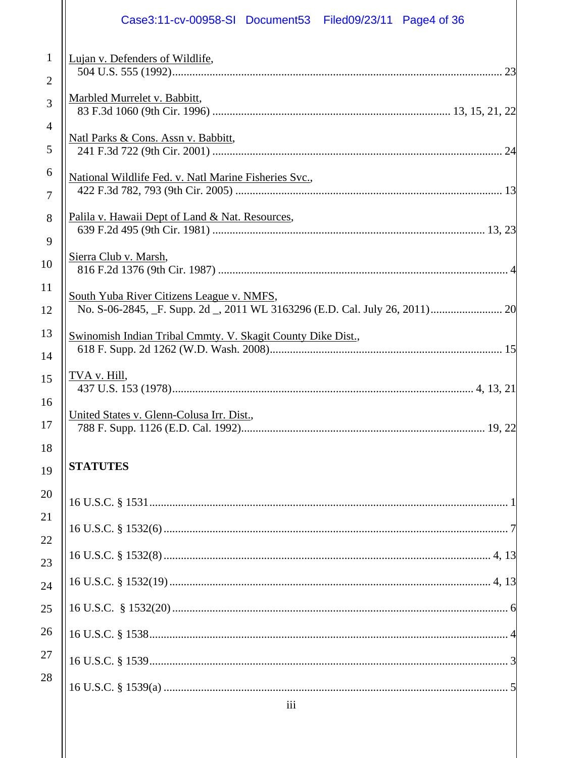Lujan v. Defenders of Wildlife,
504 U.S. 555 (1992) ............................................................................................................ 23

Marbled Murrelet v. Babbitt,
83 F.3d 1060 (9th Cir. 1996) .................................................................................. 13, 15, 21, 22

Natl Parks & Cons. Assn v. Babbitt,
241 F.3d 722 (9th Cir. 2001) .................................................................................................. 24

National Wildlife Fed. v. Natl Marine Fisheries Svc.,
422 F.3d 782, 793 (9th Cir. 2005) ........................................................................................... 13

Palila v. Hawaii Dept of Land & Nat. Resources,
639 F.2d 495 (9th Cir. 1981) ............................................................................................ 13, 23

Sierra Club v. Marsh,
816 F.2d 1376 (9th Cir. 1987) .................................................................................................. 4

South Yuba River Citizens League v. NMFS,
No. S-06-2845, _F. Supp. 2d _, 2011 WL 3163296 (E.D. Cal. July 26, 2011)......................... 20

Swinomish Indian Tribal Cmmty. V. Skagit County Dike Dist.,
618 F. Supp. 2d 1262 (W.D. Wash. 2008)................................................................................ 15

TVA v. Hill,
437 U.S. 153 (1978)...................................................................................................... 4, 13, 21

United States v. Glenn-Colusa Irr. Dist.,
788 F. Supp. 1126 (E.D. Cal. 1992).................................................................................. 19, 22

**STATUTES**

16 U.S.C. § 1531........................................................................................................................ 1

16 U.S.C. § 1532(6) ................................................................................................................... 7

16 U.S.C. § 1532(8) .............................................................................................................. 4, 13

16 U.S.C. § 1532(19) ............................................................................................................ 4, 13

16 U.S.C. § 1532(20) ................................................................................................................. 6

16 U.S.C. § 1538......................................................................................................................... 4

16 U.S.C. § 1539......................................................................................................................... 3

16 U.S.C. § 1539(a) .................................................................................................................... 5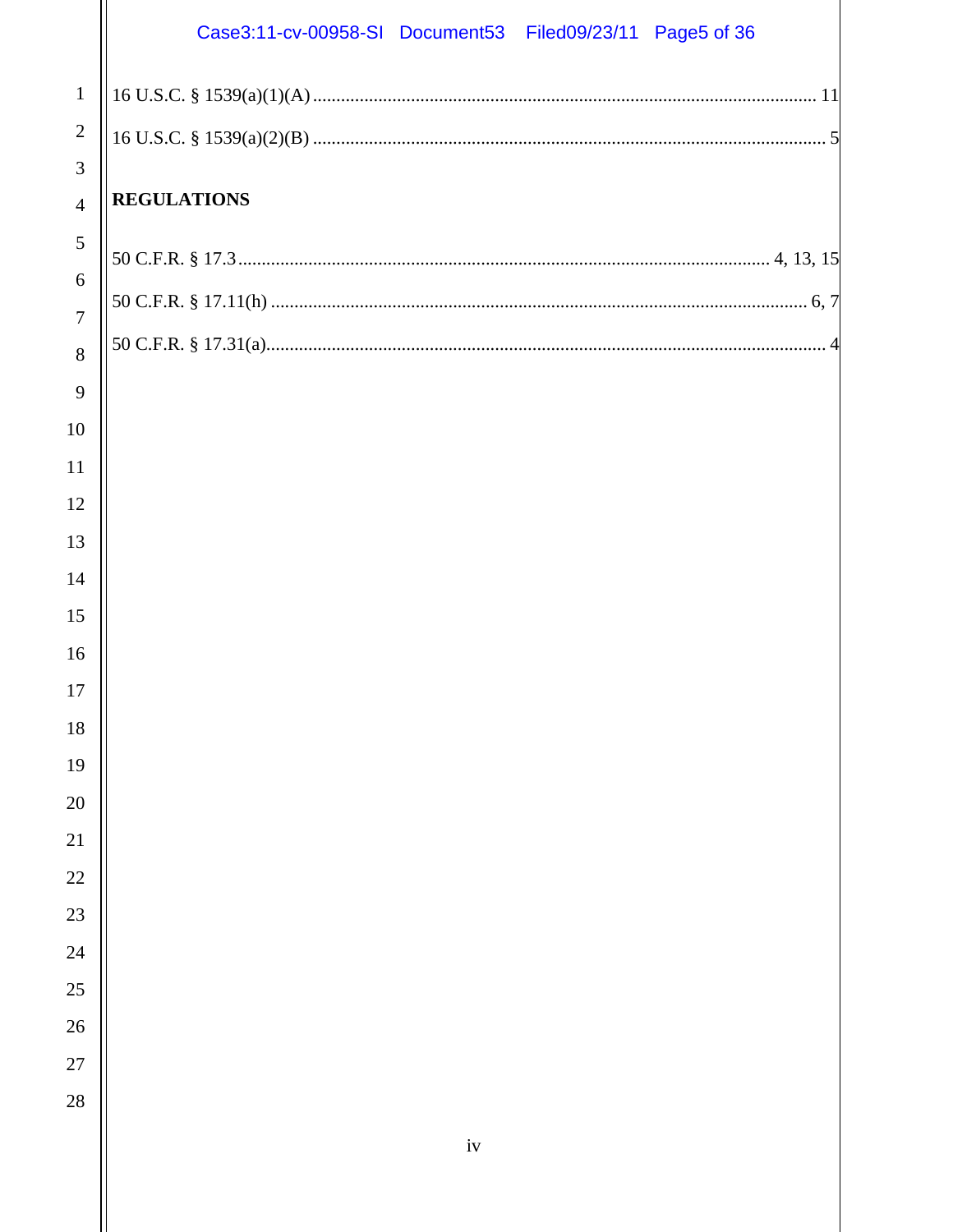16 U.S.C. § 1539(a)(1)(A) ........................................................................................................... 11

16 U.S.C. § 1539(a)(2)(B) ............................................................................................................. 5

**REGULATIONS**

50 C.F.R. § 17.3 ................................................................................................................. 4, 13, 15

50 C.F.R. § 17.11(h) ................................................................................................................... 6, 7

50 C.F.R. § 17.31(a) ....................................................................................................................... 4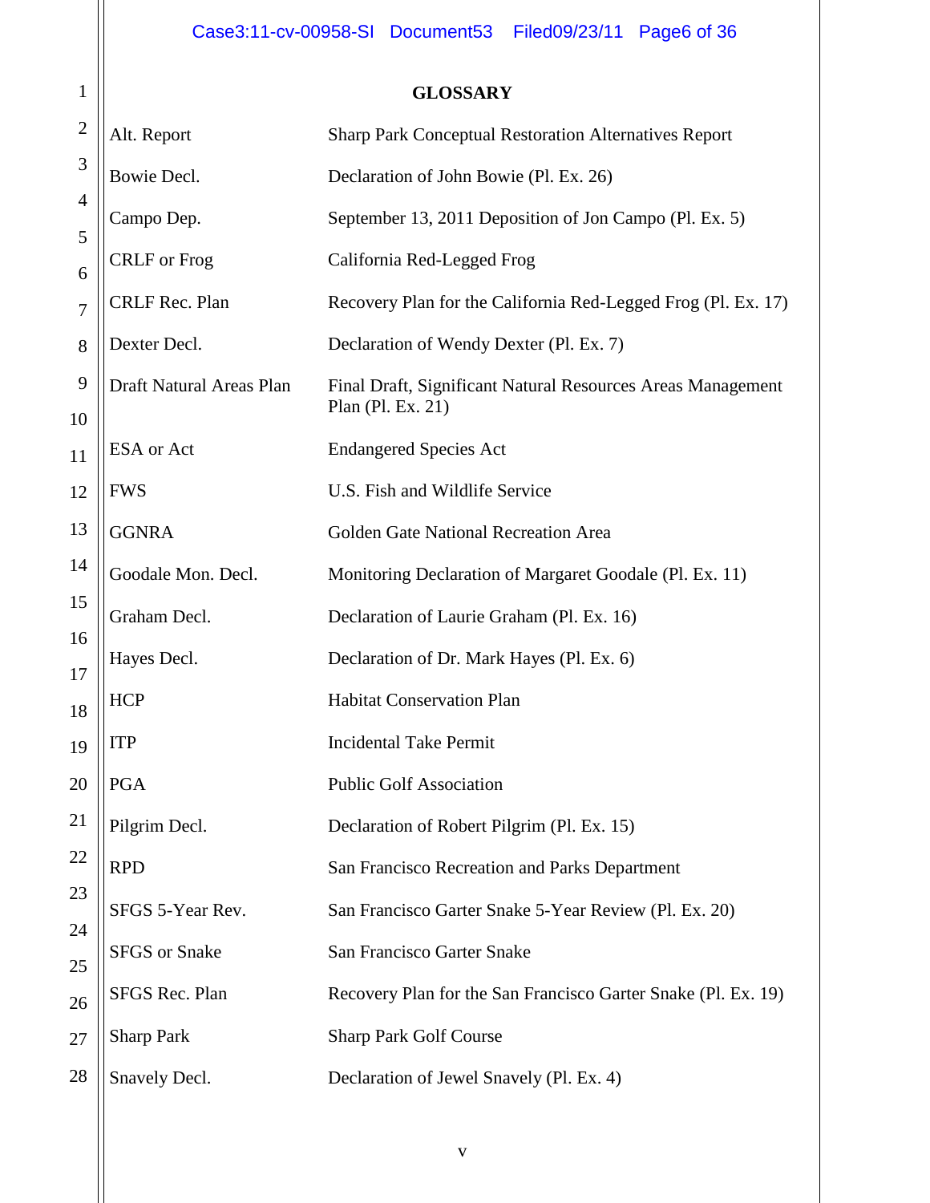# GLOSSARY

| | |
|---|---|
| Alt. Report | Sharp Park Conceptual Restoration Alternatives Report |
| Bowie Decl. | Declaration of John Bowie (Pl. Ex. 26) |
| Campo Dep. | September 13, 2011 Deposition of Jon Campo (Pl. Ex. 5) |
| CRLF or Frog | California Red-Legged Frog |
| CRLF Rec. Plan | Recovery Plan for the California Red-Legged Frog (Pl. Ex. 17) |
| Dexter Decl. | Declaration of Wendy Dexter (Pl. Ex. 7) |
| Draft Natural Areas Plan | Final Draft, Significant Natural Resources Areas Management Plan (Pl. Ex. 21) |
| ESA or Act | Endangered Species Act |
| FWS | U.S. Fish and Wildlife Service |
| GGNRA | Golden Gate National Recreation Area |
| Goodale Mon. Decl. | Monitoring Declaration of Margaret Goodale (Pl. Ex. 11) |
| Graham Decl. | Declaration of Laurie Graham (Pl. Ex. 16) |
| Hayes Decl. | Declaration of Dr. Mark Hayes (Pl. Ex. 6) |
| HCP | Habitat Conservation Plan |
| ITP | Incidental Take Permit |
| PGA | Public Golf Association |
| Pilgrim Decl. | Declaration of Robert Pilgrim (Pl. Ex. 15) |
| RPD | San Francisco Recreation and Parks Department |
| SFGS 5-Year Rev. | San Francisco Garter Snake 5-Year Review (Pl. Ex. 20) |
| SFGS or Snake | San Francisco Garter Snake |
| SFGS Rec. Plan | Recovery Plan for the San Francisco Garter Snake (Pl. Ex. 19) |
| Sharp Park | Sharp Park Golf Course |
| Snavely Decl. | Declaration of Jewel Snavely (Pl. Ex. 4) |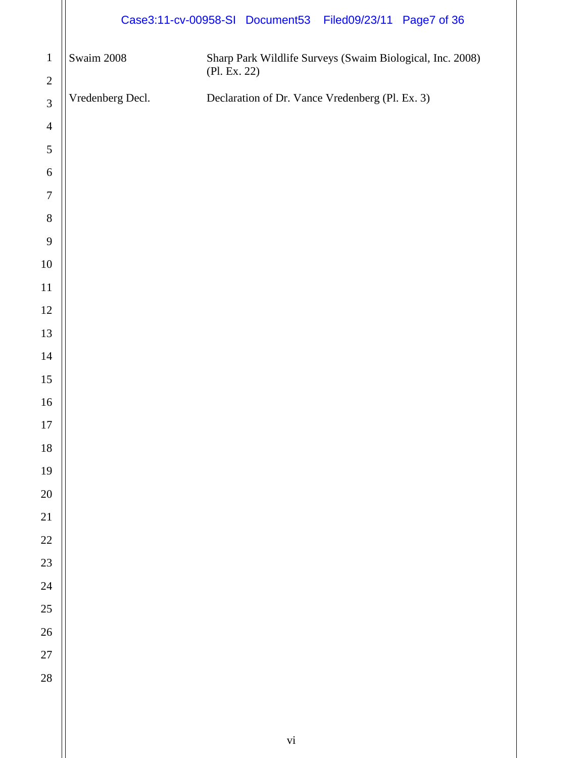| | |
|---|---|
| Swaim 2008 | Sharp Park Wildlife Surveys (Swaim Biological, Inc. 2008) (Pl. Ex. 22) |
| Vredenberg Decl. | Declaration of Dr. Vance Vredenberg (Pl. Ex. 3) |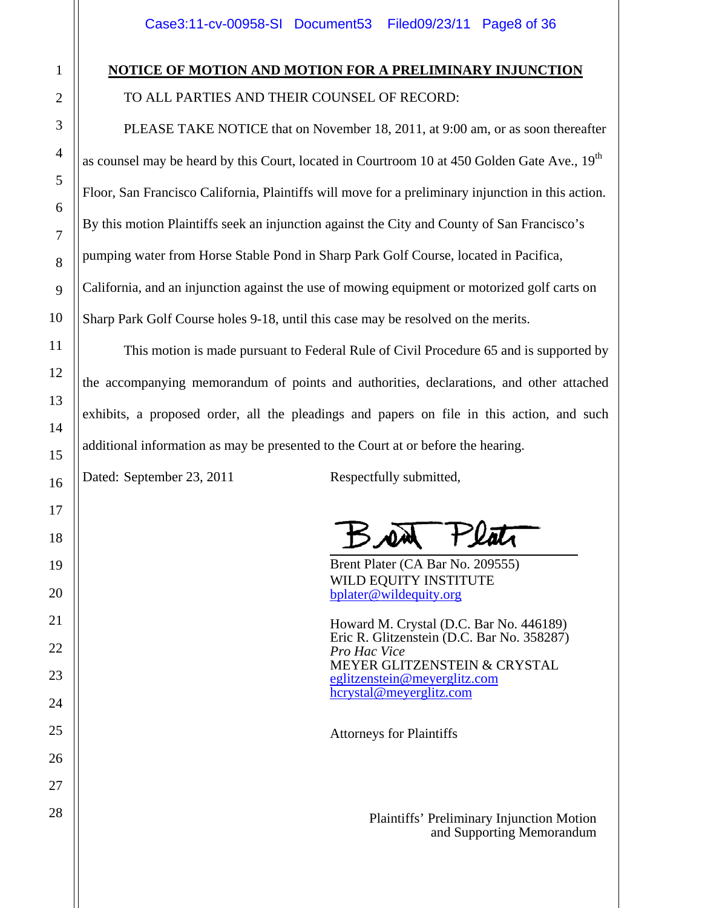## NOTICE OF MOTION AND MOTION FOR A PRELIMINARY INJUNCTION

TO ALL PARTIES AND THEIR COUNSEL OF RECORD:

PLEASE TAKE NOTICE that on November 18, 2011, at 9:00 am, or as soon thereafter as counsel may be heard by this Court, located in Courtroom 10 at 450 Golden Gate Ave., 19th Floor, San Francisco California, Plaintiffs will move for a preliminary injunction in this action. By this motion Plaintiffs seek an injunction against the City and County of San Francisco's pumping water from Horse Stable Pond in Sharp Park Golf Course, located in Pacifica, California, and an injunction against the use of mowing equipment or motorized golf carts on Sharp Park Golf Course holes 9-18, until this case may be resolved on the merits.

This motion is made pursuant to Federal Rule of Civil Procedure 65 and is supported by the accompanying memorandum of points and authorities, declarations, and other attached exhibits, a proposed order, all the pleadings and papers on file in this action, and such additional information as may be presented to the Court at or before the hearing.

Dated: September 23, 2011

Respectfully submitted,

Brent Plater (CA Bar No. 209555)
WILD EQUITY INSTITUTE
bplater@wildequity.org

Howard M. Crystal (D.C. Bar No. 446189)
Eric R. Glitzenstein (D.C. Bar No. 358287)
*Pro Hac Vice*
MEYER GLITZENSTEIN & CRYSTAL
eglitzenstein@meyerglitz.com
hcrystal@meyerglitz.com

Attorneys for Plaintiffs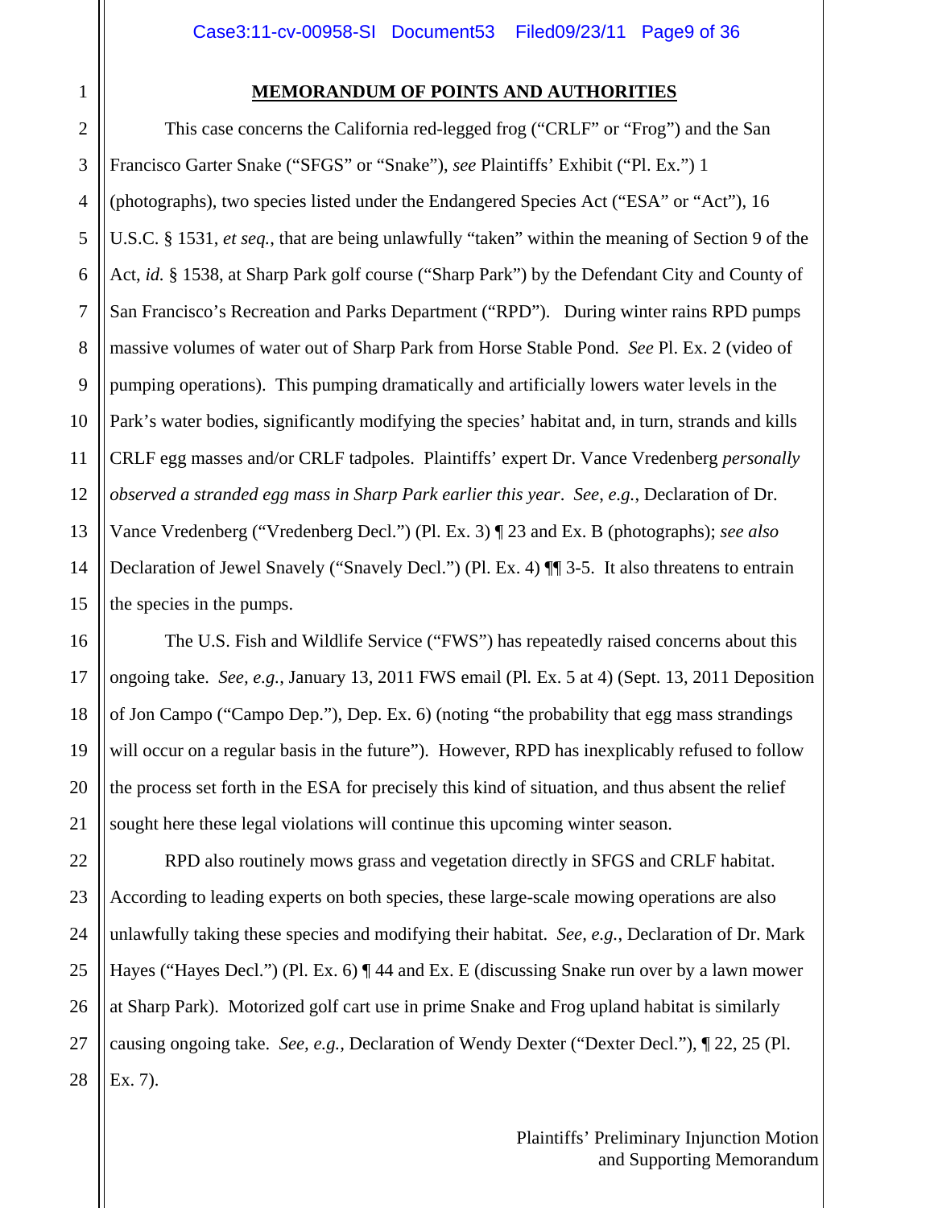**MEMORANDUM OF POINTS AND AUTHORITIES**

This case concerns the California red-legged frog ("CRLF" or "Frog") and the San Francisco Garter Snake ("SFGS" or "Snake"), *see* Plaintiffs' Exhibit ("Pl. Ex.") 1 (photographs), two species listed under the Endangered Species Act ("ESA" or "Act"), 16 U.S.C. § 1531, *et seq.*, that are being unlawfully "taken" within the meaning of Section 9 of the Act, *id.* § 1538, at Sharp Park golf course ("Sharp Park") by the Defendant City and County of San Francisco's Recreation and Parks Department ("RPD"). During winter rains RPD pumps massive volumes of water out of Sharp Park from Horse Stable Pond. *See* Pl. Ex. 2 (video of pumping operations). This pumping dramatically and artificially lowers water levels in the Park's water bodies, significantly modifying the species' habitat and, in turn, strands and kills CRLF egg masses and/or CRLF tadpoles. Plaintiffs' expert Dr. Vance Vredenberg *personally observed a stranded egg mass in Sharp Park earlier this year*. *See*, *e.g.*, Declaration of Dr. Vance Vredenberg ("Vredenberg Decl.") (Pl. Ex. 3) ¶ 23 and Ex. B (photographs); *see also* Declaration of Jewel Snavely ("Snavely Decl.") (Pl. Ex. 4) ¶¶ 3-5. It also threatens to entrain the species in the pumps.

The U.S. Fish and Wildlife Service ("FWS") has repeatedly raised concerns about this ongoing take. *See, e.g.*, January 13, 2011 FWS email (Pl. Ex. 5 at 4) (Sept. 13, 2011 Deposition of Jon Campo ("Campo Dep."), Dep. Ex. 6) (noting "the probability that egg mass strandings will occur on a regular basis in the future"). However, RPD has inexplicably refused to follow the process set forth in the ESA for precisely this kind of situation, and thus absent the relief sought here these legal violations will continue this upcoming winter season.

RPD also routinely mows grass and vegetation directly in SFGS and CRLF habitat. According to leading experts on both species, these large-scale mowing operations are also unlawfully taking these species and modifying their habitat. *See, e.g.*, Declaration of Dr. Mark Hayes ("Hayes Decl.") (Pl. Ex. 6) ¶ 44 and Ex. E (discussing Snake run over by a lawn mower at Sharp Park). Motorized golf cart use in prime Snake and Frog upland habitat is similarly causing ongoing take. *See, e.g.,* Declaration of Wendy Dexter ("Dexter Decl."), ¶ 22, 25 (Pl. Ex. 7).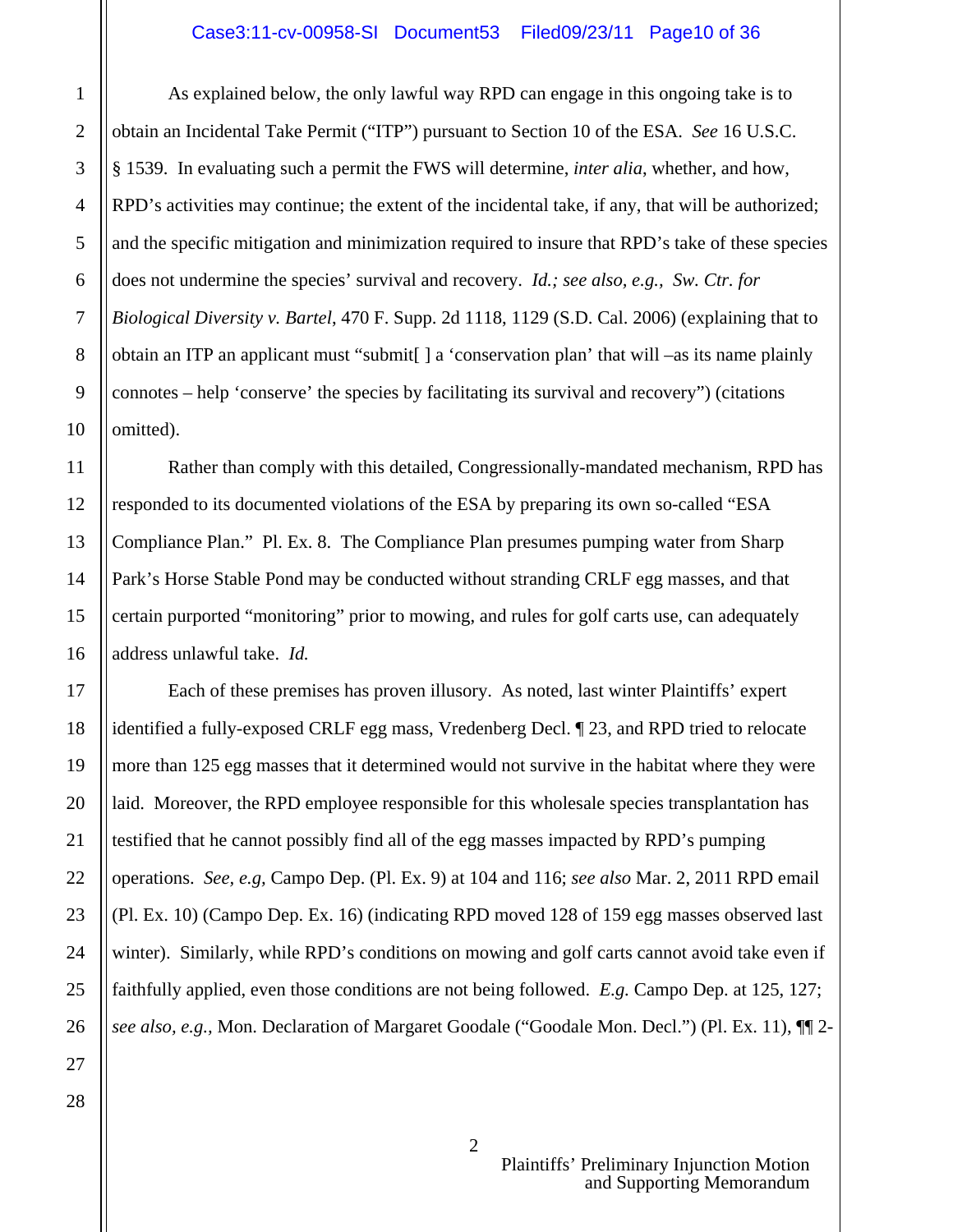As explained below, the only lawful way RPD can engage in this ongoing take is to obtain an Incidental Take Permit ("ITP") pursuant to Section 10 of the ESA. *See* 16 U.S.C. § 1539. In evaluating such a permit the FWS will determine, *inter alia*, whether, and how, RPD's activities may continue; the extent of the incidental take, if any, that will be authorized; and the specific mitigation and minimization required to insure that RPD's take of these species does not undermine the species' survival and recovery. *Id.; see also, e.g., Sw. Ctr. for Biological Diversity v. Bartel*, 470 F. Supp. 2d 1118, 1129 (S.D. Cal. 2006) (explaining that to obtain an ITP an applicant must "submit[ ] a 'conservation plan' that will –as its name plainly connotes – help 'conserve' the species by facilitating its survival and recovery") (citations omitted).

Rather than comply with this detailed, Congressionally-mandated mechanism, RPD has responded to its documented violations of the ESA by preparing its own so-called "ESA Compliance Plan." Pl. Ex. 8. The Compliance Plan presumes pumping water from Sharp Park's Horse Stable Pond may be conducted without stranding CRLF egg masses, and that certain purported "monitoring" prior to mowing, and rules for golf carts use, can adequately address unlawful take. *Id.*

Each of these premises has proven illusory. As noted, last winter Plaintiffs' expert identified a fully-exposed CRLF egg mass, Vredenberg Decl. ¶ 23, and RPD tried to relocate more than 125 egg masses that it determined would not survive in the habitat where they were laid. Moreover, the RPD employee responsible for this wholesale species transplantation has testified that he cannot possibly find all of the egg masses impacted by RPD's pumping operations. *See, e.g,* Campo Dep. (Pl. Ex. 9) at 104 and 116; *see also* Mar. 2, 2011 RPD email (Pl. Ex. 10) (Campo Dep. Ex. 16) (indicating RPD moved 128 of 159 egg masses observed last winter). Similarly, while RPD's conditions on mowing and golf carts cannot avoid take even if faithfully applied, even those conditions are not being followed. *E.g.* Campo Dep. at 125, 127; *see also, e.g.,* Mon. Declaration of Margaret Goodale ("Goodale Mon. Decl.") (Pl. Ex. 11), ¶¶ 2-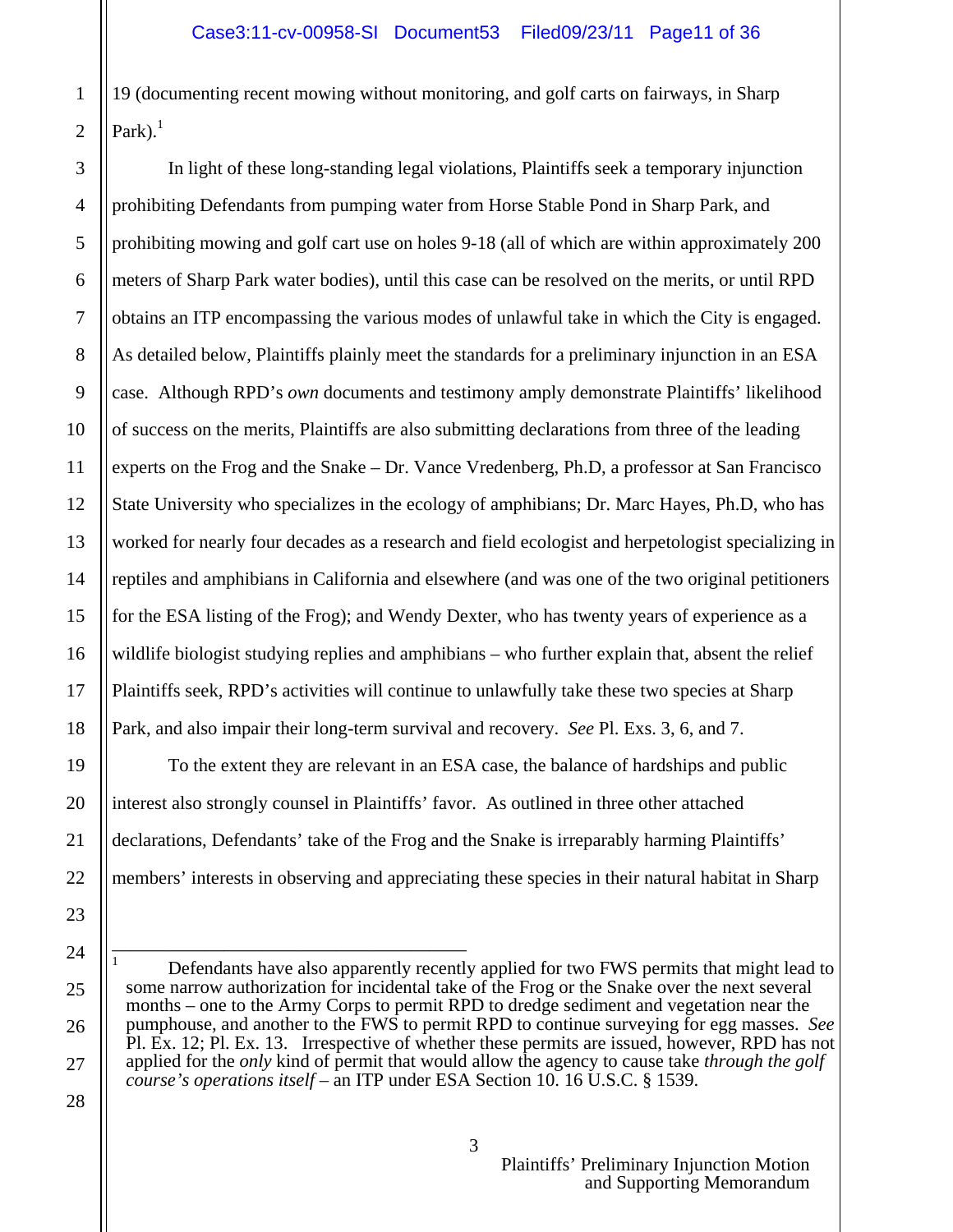19 (documenting recent mowing without monitoring, and golf carts on fairways, in Sharp Park).[1]

In light of these long-standing legal violations, Plaintiffs seek a temporary injunction prohibiting Defendants from pumping water from Horse Stable Pond in Sharp Park, and prohibiting mowing and golf cart use on holes 9-18 (all of which are within approximately 200 meters of Sharp Park water bodies), until this case can be resolved on the merits, or until RPD obtains an ITP encompassing the various modes of unlawful take in which the City is engaged. As detailed below, Plaintiffs plainly meet the standards for a preliminary injunction in an ESA case. Although RPD's *own* documents and testimony amply demonstrate Plaintiffs' likelihood of success on the merits, Plaintiffs are also submitting declarations from three of the leading experts on the Frog and the Snake – Dr. Vance Vredenberg, Ph.D, a professor at San Francisco State University who specializes in the ecology of amphibians; Dr. Marc Hayes, Ph.D, who has worked for nearly four decades as a research and field ecologist and herpetologist specializing in reptiles and amphibians in California and elsewhere (and was one of the two original petitioners for the ESA listing of the Frog); and Wendy Dexter, who has twenty years of experience as a wildlife biologist studying replies and amphibians – who further explain that, absent the relief Plaintiffs seek, RPD's activities will continue to unlawfully take these two species at Sharp Park, and also impair their long-term survival and recovery. *See* Pl. Exs. 3, 6, and 7.

To the extent they are relevant in an ESA case, the balance of hardships and public interest also strongly counsel in Plaintiffs' favor. As outlined in three other attached declarations, Defendants' take of the Frog and the Snake is irreparably harming Plaintiffs' members' interests in observing and appreciating these species in their natural habitat in Sharp

---

[1] Defendants have also apparently recently applied for two FWS permits that might lead to some narrow authorization for incidental take of the Frog or the Snake over the next several months – one to the Army Corps to permit RPD to dredge sediment and vegetation near the pumphouse, and another to the FWS to permit RPD to continue surveying for egg masses. *See* Pl. Ex. 12; Pl. Ex. 13. Irrespective of whether these permits are issued, however, RPD has not applied for the *only* kind of permit that would allow the agency to cause take *through the golf course's operations itself* – an ITP under ESA Section 10. 16 U.S.C. § 1539.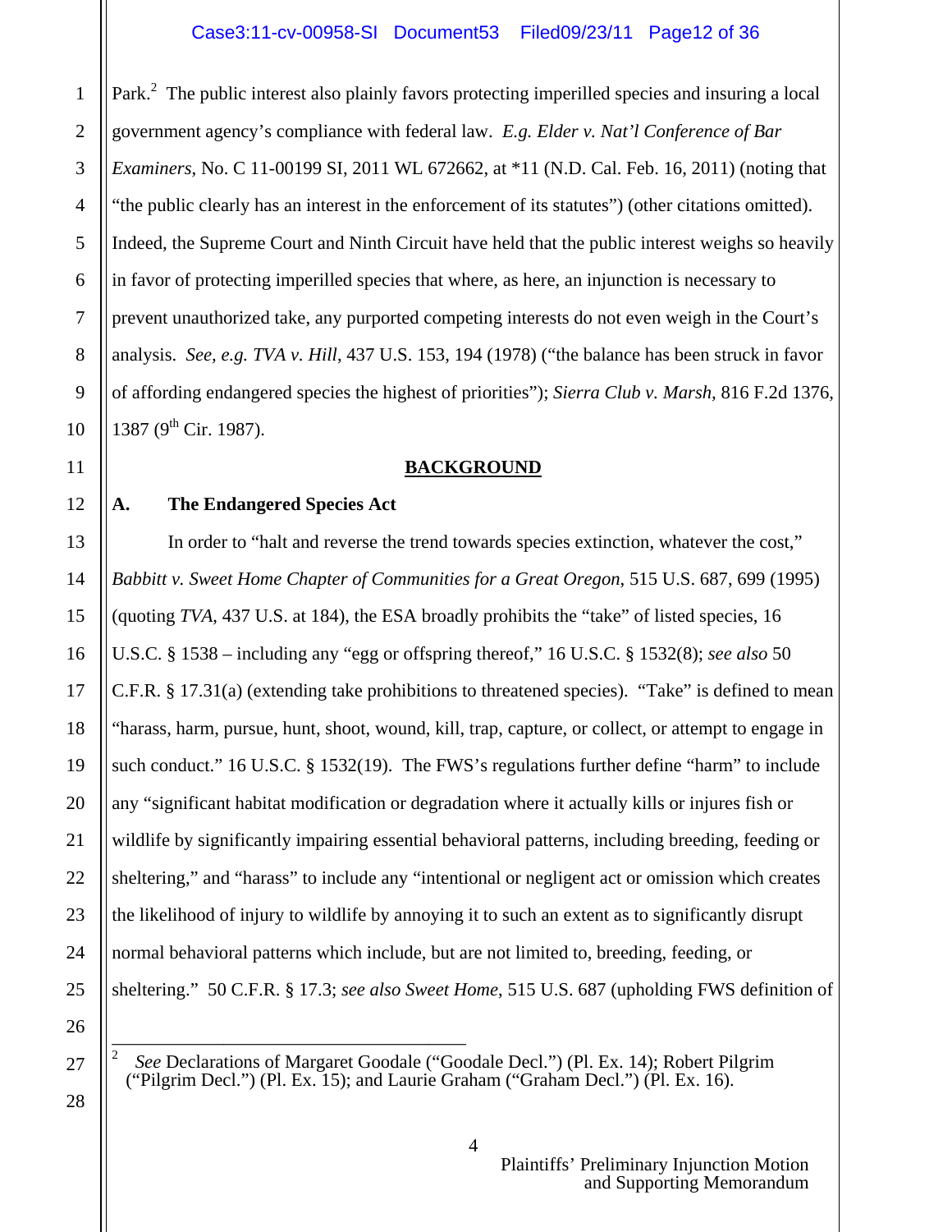Park.[2] The public interest also plainly favors protecting imperilled species and insuring a local government agency's compliance with federal law. *E.g. Elder v. Nat'l Conference of Bar Examiners*, No. C 11-00199 SI, 2011 WL 672662, at *11 (N.D. Cal. Feb. 16, 2011) (noting that "the public clearly has an interest in the enforcement of its statutes") (other citations omitted). Indeed, the Supreme Court and Ninth Circuit have held that the public interest weighs so heavily in favor of protecting imperilled species that where, as here, an injunction is necessary to prevent unauthorized take, any purported competing interests do not even weigh in the Court's analysis. *See, e.g. TVA v. Hill*, 437 U.S. 153, 194 (1978) ("the balance has been struck in favor of affording endangered species the highest of priorities"); *Sierra Club v. Marsh*, 816 F.2d 1376, 1387 (9th Cir. 1987).

## BACKGROUND

### A. The Endangered Species Act

In order to "halt and reverse the trend towards species extinction, whatever the cost," *Babbitt v. Sweet Home Chapter of Communities for a Great Oregon*, 515 U.S. 687, 699 (1995) (quoting *TVA*, 437 U.S. at 184), the ESA broadly prohibits the "take" of listed species, 16 U.S.C. § 1538 – including any "egg or offspring thereof," 16 U.S.C. § 1532(8); *see also* 50 C.F.R. § 17.31(a) (extending take prohibitions to threatened species). "Take" is defined to mean "harass, harm, pursue, hunt, shoot, wound, kill, trap, capture, or collect, or attempt to engage in such conduct." 16 U.S.C. § 1532(19). The FWS's regulations further define "harm" to include any "significant habitat modification or degradation where it actually kills or injures fish or wildlife by significantly impairing essential behavioral patterns, including breeding, feeding or sheltering," and "harass" to include any "intentional or negligent act or omission which creates the likelihood of injury to wildlife by annoying it to such an extent as to significantly disrupt normal behavioral patterns which include, but are not limited to, breeding, feeding, or sheltering." 50 C.F.R. § 17.3; *see also Sweet Home*, 515 U.S. 687 (upholding FWS definition of

---

[2] *See* Declarations of Margaret Goodale ("Goodale Decl.") (Pl. Ex. 14); Robert Pilgrim ("Pilgrim Decl.") (Pl. Ex. 15); and Laurie Graham ("Graham Decl.") (Pl. Ex. 16).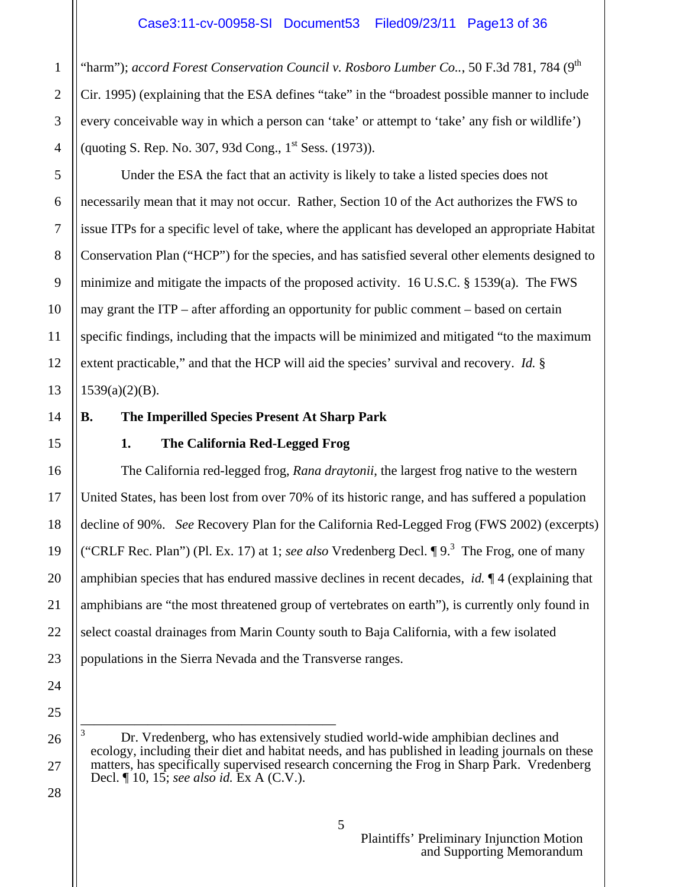"harm"); *accord Forest Conservation Council v. Rosboro Lumber Co..*, 50 F.3d 781, 784 (9th Cir. 1995) (explaining that the ESA defines "take" in the "broadest possible manner to include every conceivable way in which a person can 'take' or attempt to 'take' any fish or wildlife') (quoting S. Rep. No. 307, 93d Cong., 1st Sess. (1973)).

Under the ESA the fact that an activity is likely to take a listed species does not necessarily mean that it may not occur. Rather, Section 10 of the Act authorizes the FWS to issue ITPs for a specific level of take, where the applicant has developed an appropriate Habitat Conservation Plan ("HCP") for the species, and has satisfied several other elements designed to minimize and mitigate the impacts of the proposed activity. 16 U.S.C. § 1539(a). The FWS may grant the ITP – after affording an opportunity for public comment – based on certain specific findings, including that the impacts will be minimized and mitigated "to the maximum extent practicable," and that the HCP will aid the species' survival and recovery. *Id.* § 1539(a)(2)(B).

**B. The Imperilled Species Present At Sharp Park**

**1. The California Red-Legged Frog**

The California red-legged frog, *Rana draytonii*, the largest frog native to the western United States, has been lost from over 70% of its historic range, and has suffered a population decline of 90%. *See* Recovery Plan for the California Red-Legged Frog (FWS 2002) (excerpts) ("CRLF Rec. Plan") (Pl. Ex. 17) at 1; *see also* Vredenberg Decl. ¶ 9.[3] The Frog, one of many amphibian species that has endured massive declines in recent decades, *id.* ¶ 4 (explaining that amphibians are "the most threatened group of vertebrates on earth"), is currently only found in select coastal drainages from Marin County south to Baja California, with a few isolated populations in the Sierra Nevada and the Transverse ranges.

---

[3] Dr. Vredenberg, who has extensively studied world-wide amphibian declines and ecology, including their diet and habitat needs, and has published in leading journals on these matters, has specifically supervised research concerning the Frog in Sharp Park. Vredenberg Decl. ¶ 10, 15; *see also id.* Ex A (C.V.).

Plaintiffs' Preliminary Injunction Motion and Supporting Memorandum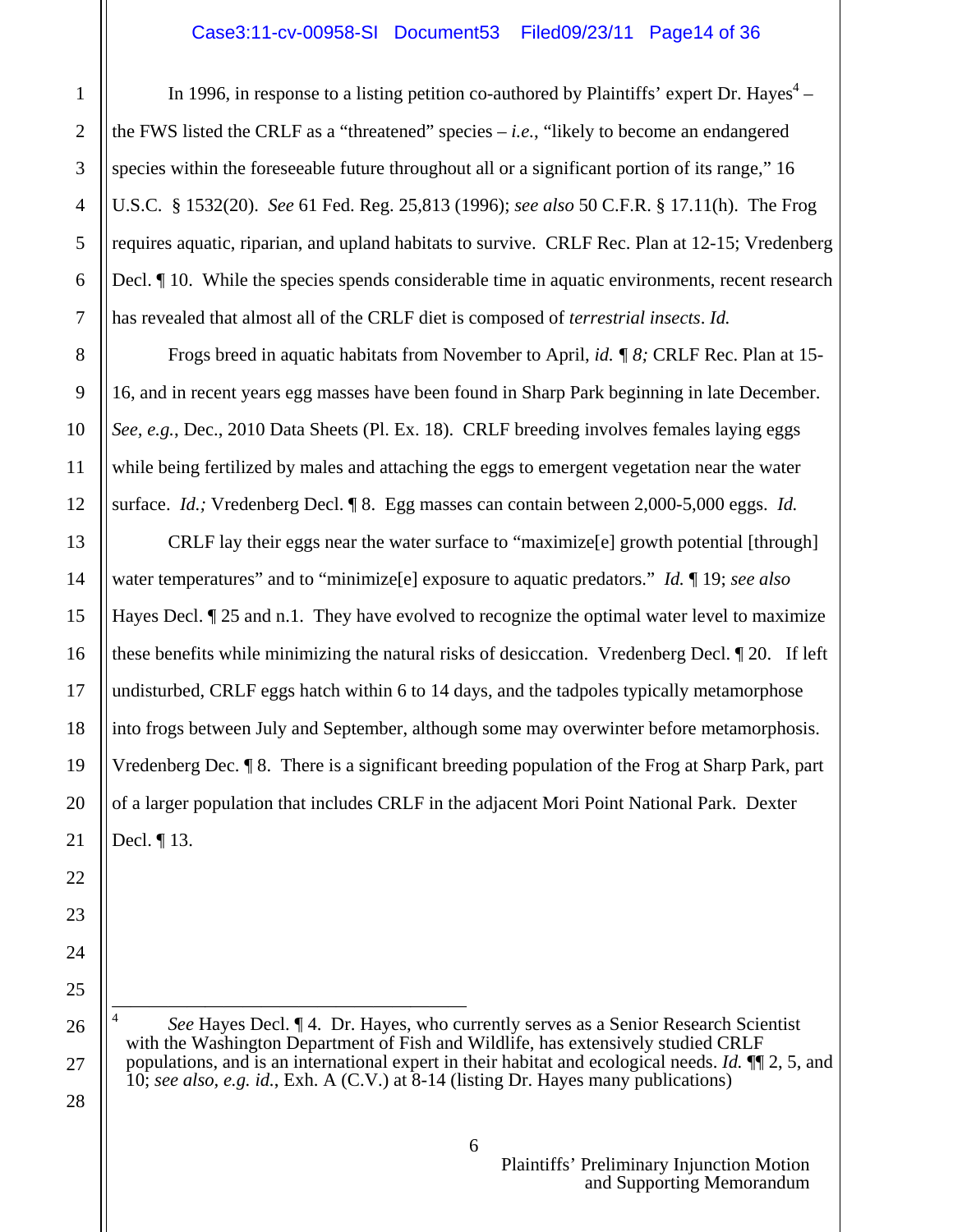In 1996, in response to a listing petition co-authored by Plaintiffs' expert Dr. Hayes[4] – the FWS listed the CRLF as a "threatened" species – *i.e.*, "likely to become an endangered species within the foreseeable future throughout all or a significant portion of its range," 16 U.S.C. § 1532(20). *See* 61 Fed. Reg. 25,813 (1996); *see also* 50 C.F.R. § 17.11(h). The Frog requires aquatic, riparian, and upland habitats to survive. CRLF Rec. Plan at 12-15; Vredenberg Decl. ¶ 10. While the species spends considerable time in aquatic environments, recent research has revealed that almost all of the CRLF diet is composed of *terrestrial insects*. *Id.*

Frogs breed in aquatic habitats from November to April, *id. ¶ 8;* CRLF Rec. Plan at 15-16, and in recent years egg masses have been found in Sharp Park beginning in late December. *See, e.g.*, Dec., 2010 Data Sheets (Pl. Ex. 18). CRLF breeding involves females laying eggs while being fertilized by males and attaching the eggs to emergent vegetation near the water surface. *Id.;* Vredenberg Decl. ¶ 8. Egg masses can contain between 2,000-5,000 eggs. *Id.*

CRLF lay their eggs near the water surface to "maximize[e] growth potential [through] water temperatures" and to "minimize[e] exposure to aquatic predators." *Id.* ¶ 19; *see also* Hayes Decl. ¶ 25 and n.1. They have evolved to recognize the optimal water level to maximize these benefits while minimizing the natural risks of desiccation. Vredenberg Decl. ¶ 20. If left undisturbed, CRLF eggs hatch within 6 to 14 days, and the tadpoles typically metamorphose into frogs between July and September, although some may overwinter before metamorphosis. Vredenberg Dec. ¶ 8. There is a significant breeding population of the Frog at Sharp Park, part of a larger population that includes CRLF in the adjacent Mori Point National Park. Dexter Decl. ¶ 13.

---

[4] *See* Hayes Decl. ¶ 4. Dr. Hayes, who currently serves as a Senior Research Scientist with the Washington Department of Fish and Wildlife, has extensively studied CRLF populations, and is an international expert in their habitat and ecological needs. *Id.* ¶¶ 2, 5, and 10; *see also, e.g. id.*, Exh. A (C.V.) at 8-14 (listing Dr. Hayes many publications)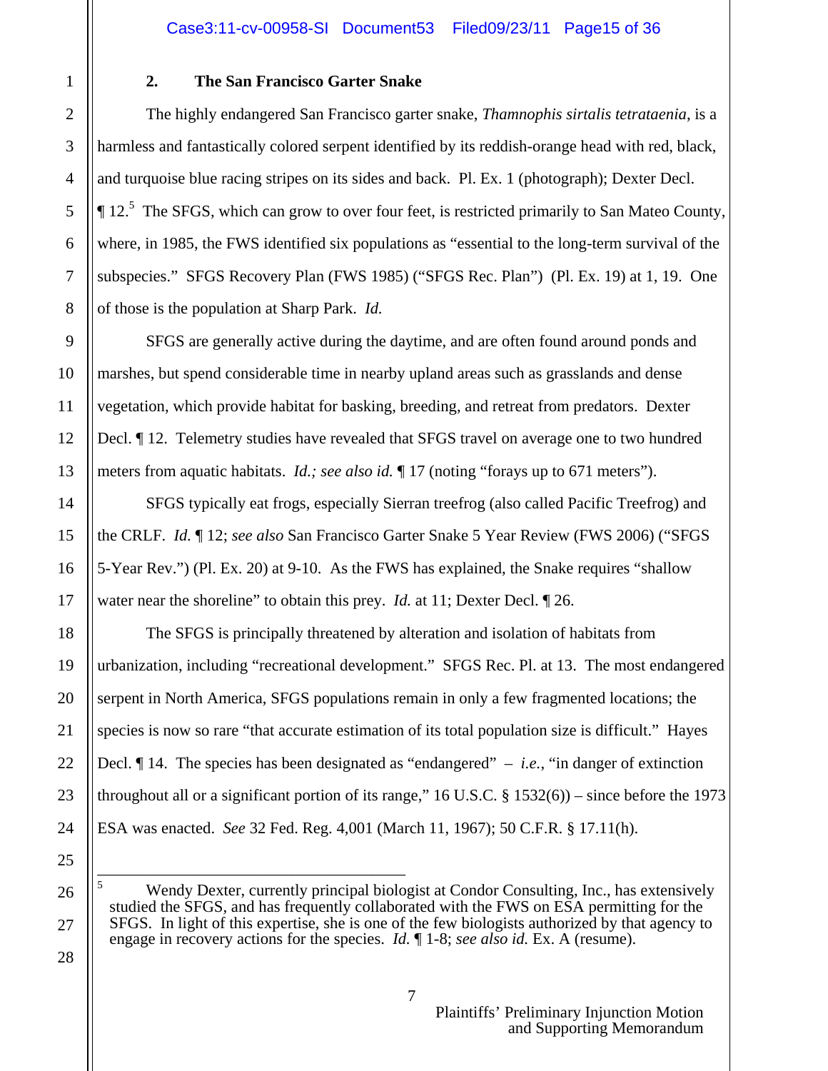### 2. The San Francisco Garter Snake

The highly endangered San Francisco garter snake, *Thamnophis sirtalis tetrataenia*, is a harmless and fantastically colored serpent identified by its reddish-orange head with red, black, and turquoise blue racing stripes on its sides and back. Pl. Ex. 1 (photograph); Dexter Decl. ¶ 12.[5] The SFGS, which can grow to over four feet, is restricted primarily to San Mateo County, where, in 1985, the FWS identified six populations as "essential to the long-term survival of the subspecies." SFGS Recovery Plan (FWS 1985) ("SFGS Rec. Plan") (Pl. Ex. 19) at 1, 19. One of those is the population at Sharp Park. *Id.*

SFGS are generally active during the daytime, and are often found around ponds and marshes, but spend considerable time in nearby upland areas such as grasslands and dense vegetation, which provide habitat for basking, breeding, and retreat from predators. Dexter Decl. ¶ 12. Telemetry studies have revealed that SFGS travel on average one to two hundred meters from aquatic habitats. *Id.; see also id.* ¶ 17 (noting "forays up to 671 meters").

SFGS typically eat frogs, especially Sierran treefrog (also called Pacific Treefrog) and the CRLF. *Id.* ¶ 12; *see also* San Francisco Garter Snake 5 Year Review (FWS 2006) ("SFGS 5-Year Rev.") (Pl. Ex. 20) at 9-10. As the FWS has explained, the Snake requires "shallow water near the shoreline" to obtain this prey. *Id.* at 11; Dexter Decl. ¶ 26.

The SFGS is principally threatened by alteration and isolation of habitats from urbanization, including "recreational development." SFGS Rec. Pl. at 13. The most endangered serpent in North America, SFGS populations remain in only a few fragmented locations; the species is now so rare "that accurate estimation of its total population size is difficult." Hayes Decl. ¶ 14. The species has been designated as "endangered" – *i.e.*, "in danger of extinction throughout all or a significant portion of its range," 16 U.S.C. § 1532(6)) – since before the 1973 ESA was enacted. *See* 32 Fed. Reg. 4,001 (March 11, 1967); 50 C.F.R. § 17.11(h).

---

[5] Wendy Dexter, currently principal biologist at Condor Consulting, Inc., has extensively studied the SFGS, and has frequently collaborated with the FWS on ESA permitting for the SFGS. In light of this expertise, she is one of the few biologists authorized by that agency to engage in recovery actions for the species. *Id.* ¶ 1-8; *see also id.* Ex. A (resume).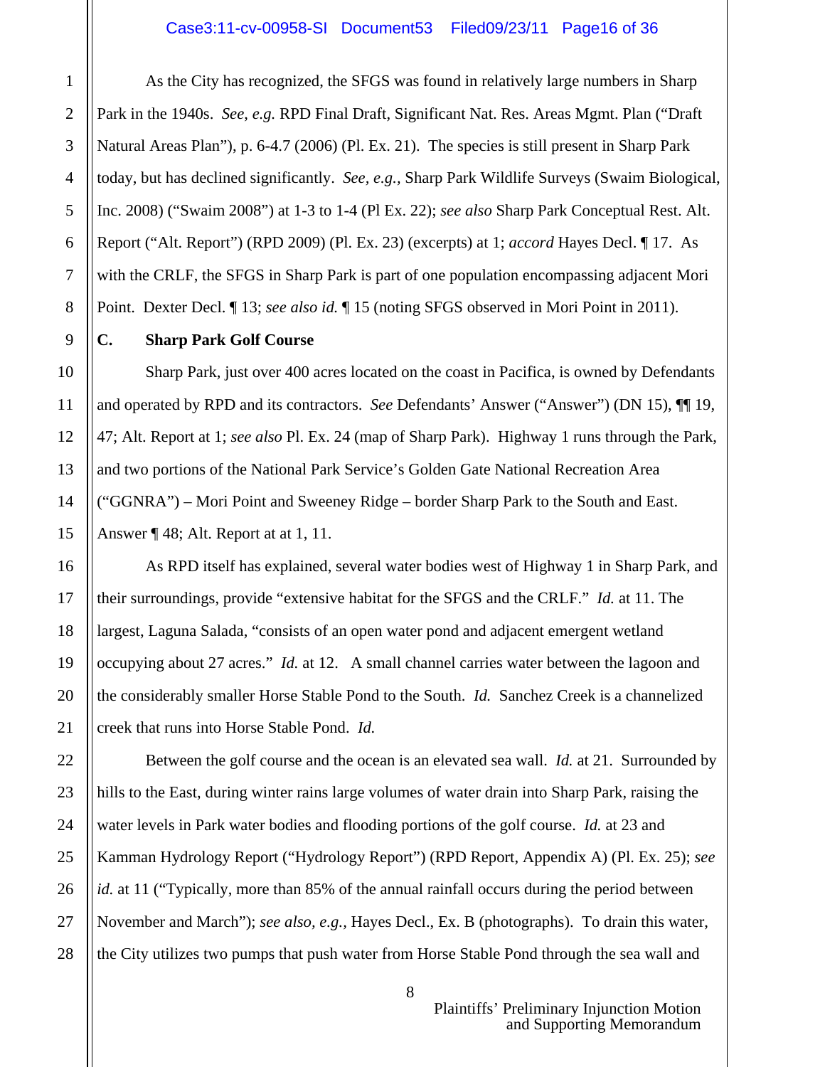As the City has recognized, the SFGS was found in relatively large numbers in Sharp Park in the 1940s. *See, e.g.* RPD Final Draft, Significant Nat. Res. Areas Mgmt. Plan ("Draft Natural Areas Plan"), p. 6-4.7 (2006) (Pl. Ex. 21). The species is still present in Sharp Park today, but has declined significantly. *See, e.g.,* Sharp Park Wildlife Surveys (Swaim Biological, Inc. 2008) ("Swaim 2008") at 1-3 to 1-4 (Pl Ex. 22); *see also* Sharp Park Conceptual Rest. Alt. Report ("Alt. Report") (RPD 2009) (Pl. Ex. 23) (excerpts) at 1; *accord* Hayes Decl. ¶ 17. As with the CRLF, the SFGS in Sharp Park is part of one population encompassing adjacent Mori Point. Dexter Decl. ¶ 13; *see also id.* ¶ 15 (noting SFGS observed in Mori Point in 2011).

### C. Sharp Park Golf Course

Sharp Park, just over 400 acres located on the coast in Pacifica, is owned by Defendants and operated by RPD and its contractors. *See* Defendants' Answer ("Answer") (DN 15), ¶¶ 19, 47; Alt. Report at 1; *see also* Pl. Ex. 24 (map of Sharp Park). Highway 1 runs through the Park, and two portions of the National Park Service's Golden Gate National Recreation Area ("GGNRA") – Mori Point and Sweeney Ridge – border Sharp Park to the South and East. Answer ¶ 48; Alt. Report at at 1, 11.

As RPD itself has explained, several water bodies west of Highway 1 in Sharp Park, and their surroundings, provide "extensive habitat for the SFGS and the CRLF." *Id.* at 11. The largest, Laguna Salada, "consists of an open water pond and adjacent emergent wetland occupying about 27 acres." *Id.* at 12. A small channel carries water between the lagoon and the considerably smaller Horse Stable Pond to the South. *Id.* Sanchez Creek is a channelized creek that runs into Horse Stable Pond. *Id.*

Between the golf course and the ocean is an elevated sea wall. *Id.* at 21. Surrounded by hills to the East, during winter rains large volumes of water drain into Sharp Park, raising the water levels in Park water bodies and flooding portions of the golf course. *Id.* at 23 and Kamman Hydrology Report ("Hydrology Report") (RPD Report, Appendix A) (Pl. Ex. 25); *see id.* at 11 ("Typically, more than 85% of the annual rainfall occurs during the period between November and March"); *see also, e.g.,* Hayes Decl., Ex. B (photographs). To drain this water, the City utilizes two pumps that push water from Horse Stable Pond through the sea wall and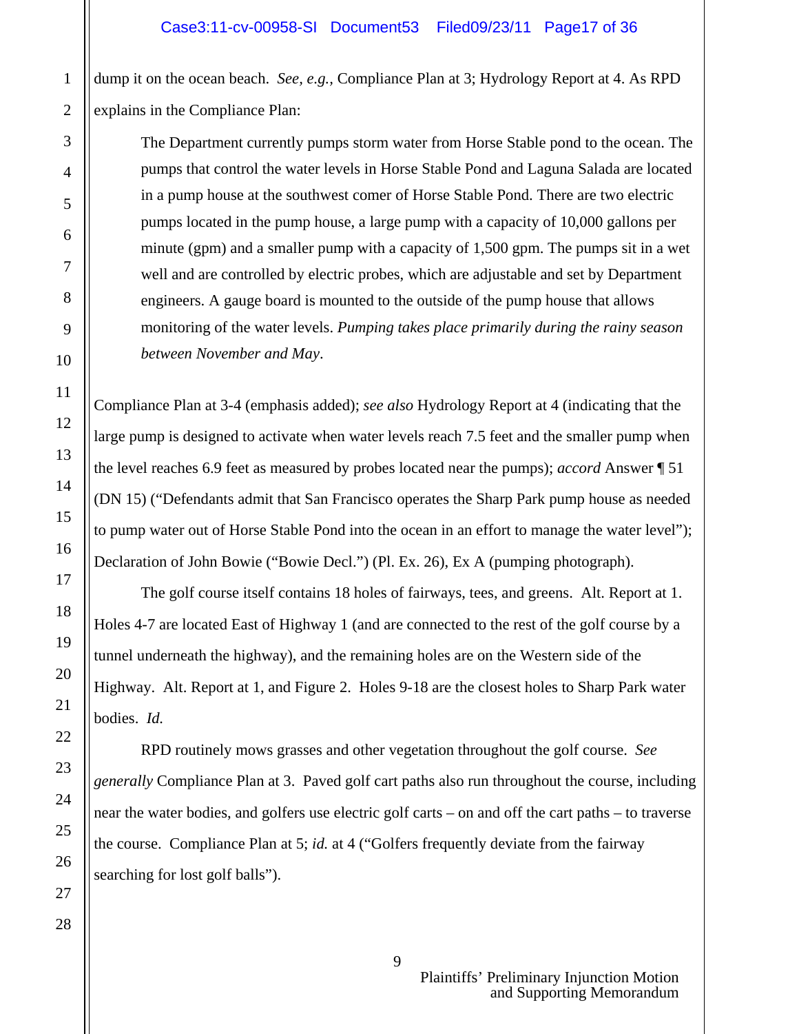dump it on the ocean beach. *See, e.g.*, Compliance Plan at 3; Hydrology Report at 4. As RPD explains in the Compliance Plan:

> The Department currently pumps storm water from Horse Stable pond to the ocean. The pumps that control the water levels in Horse Stable Pond and Laguna Salada are located in a pump house at the southwest comer of Horse Stable Pond. There are two electric pumps located in the pump house, a large pump with a capacity of 10,000 gallons per minute (gpm) and a smaller pump with a capacity of 1,500 gpm. The pumps sit in a wet well and are controlled by electric probes, which are adjustable and set by Department engineers. A gauge board is mounted to the outside of the pump house that allows monitoring of the water levels. *Pumping takes place primarily during the rainy season between November and May*.

Compliance Plan at 3-4 (emphasis added); *see also* Hydrology Report at 4 (indicating that the large pump is designed to activate when water levels reach 7.5 feet and the smaller pump when the level reaches 6.9 feet as measured by probes located near the pumps); *accord* Answer ¶ 51 (DN 15) ("Defendants admit that San Francisco operates the Sharp Park pump house as needed to pump water out of Horse Stable Pond into the ocean in an effort to manage the water level"); Declaration of John Bowie ("Bowie Decl.") (Pl. Ex. 26), Ex A (pumping photograph).

The golf course itself contains 18 holes of fairways, tees, and greens. Alt. Report at 1. Holes 4-7 are located East of Highway 1 (and are connected to the rest of the golf course by a tunnel underneath the highway), and the remaining holes are on the Western side of the Highway. Alt. Report at 1, and Figure 2. Holes 9-18 are the closest holes to Sharp Park water bodies. *Id.*

RPD routinely mows grasses and other vegetation throughout the golf course. *See generally* Compliance Plan at 3. Paved golf cart paths also run throughout the course, including near the water bodies, and golfers use electric golf carts – on and off the cart paths – to traverse the course. Compliance Plan at 5; *id.* at 4 ("Golfers frequently deviate from the fairway searching for lost golf balls").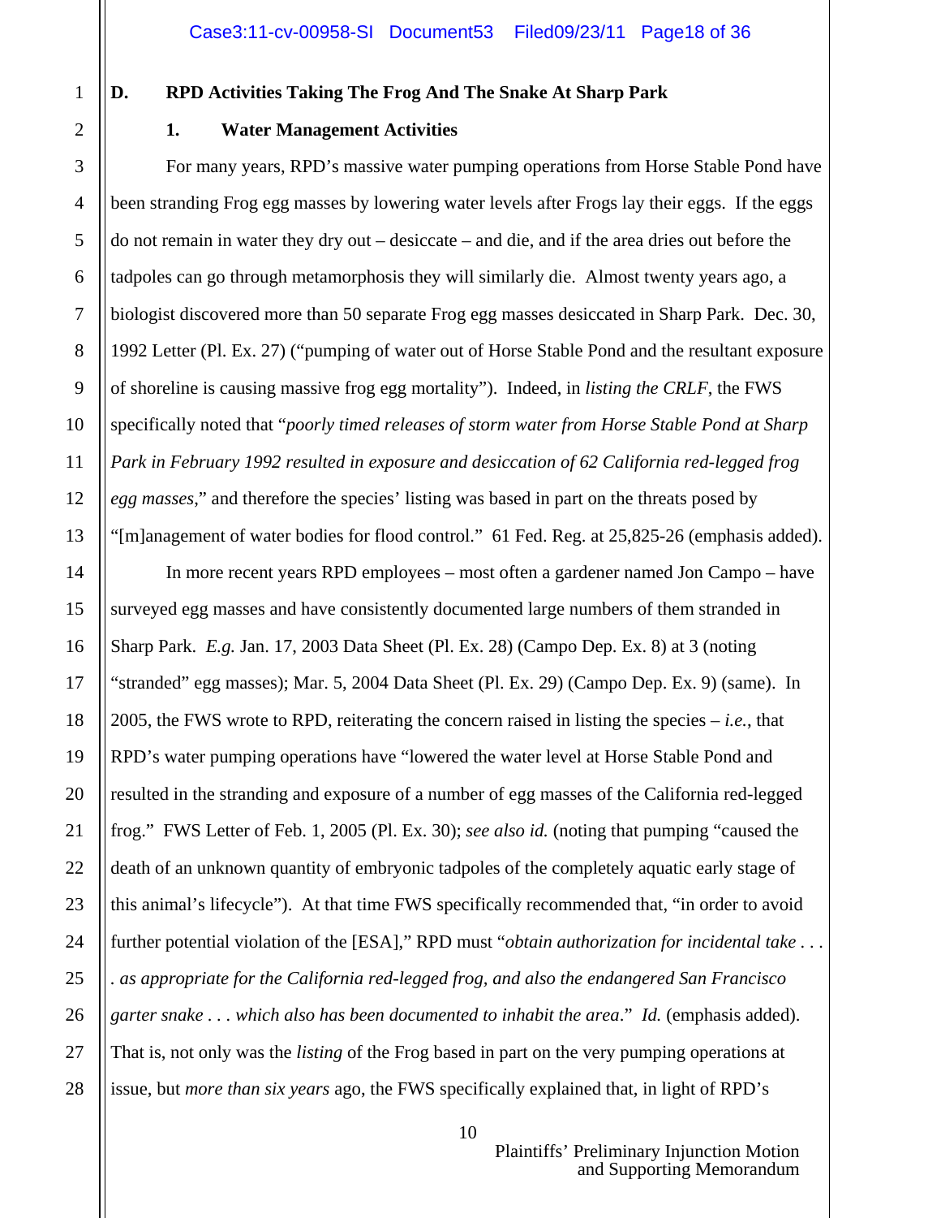### D. RPD Activities Taking The Frog And The Snake At Sharp Park

#### 1. Water Management Activities

For many years, RPD's massive water pumping operations from Horse Stable Pond have been stranding Frog egg masses by lowering water levels after Frogs lay their eggs. If the eggs do not remain in water they dry out – desiccate – and die, and if the area dries out before the tadpoles can go through metamorphosis they will similarly die. Almost twenty years ago, a biologist discovered more than 50 separate Frog egg masses desiccated in Sharp Park. Dec. 30, 1992 Letter (Pl. Ex. 27) ("pumping of water out of Horse Stable Pond and the resultant exposure of shoreline is causing massive frog egg mortality"). Indeed, in *listing the CRLF*, the FWS specifically noted that "*poorly timed releases of storm water from Horse Stable Pond at Sharp Park in February 1992 resulted in exposure and desiccation of 62 California red-legged frog egg masses*," and therefore the species' listing was based in part on the threats posed by "[m]anagement of water bodies for flood control." 61 Fed. Reg. at 25,825-26 (emphasis added).

In more recent years RPD employees – most often a gardener named Jon Campo – have surveyed egg masses and have consistently documented large numbers of them stranded in Sharp Park. *E.g.* Jan. 17, 2003 Data Sheet (Pl. Ex. 28) (Campo Dep. Ex. 8) at 3 (noting "stranded" egg masses); Mar. 5, 2004 Data Sheet (Pl. Ex. 29) (Campo Dep. Ex. 9) (same). In 2005, the FWS wrote to RPD, reiterating the concern raised in listing the species – *i.e.*, that RPD's water pumping operations have "lowered the water level at Horse Stable Pond and resulted in the stranding and exposure of a number of egg masses of the California red-legged frog." FWS Letter of Feb. 1, 2005 (Pl. Ex. 30); *see also id.* (noting that pumping "caused the death of an unknown quantity of embryonic tadpoles of the completely aquatic early stage of this animal's lifecycle"). At that time FWS specifically recommended that, "in order to avoid further potential violation of the [ESA]," RPD must "*obtain authorization for incidental take . . . . as appropriate for the California red-legged frog, and also the endangered San Francisco garter snake . . . which also has been documented to inhabit the area*." *Id.* (emphasis added). That is, not only was the *listing* of the Frog based in part on the very pumping operations at issue, but *more than six years* ago, the FWS specifically explained that, in light of RPD's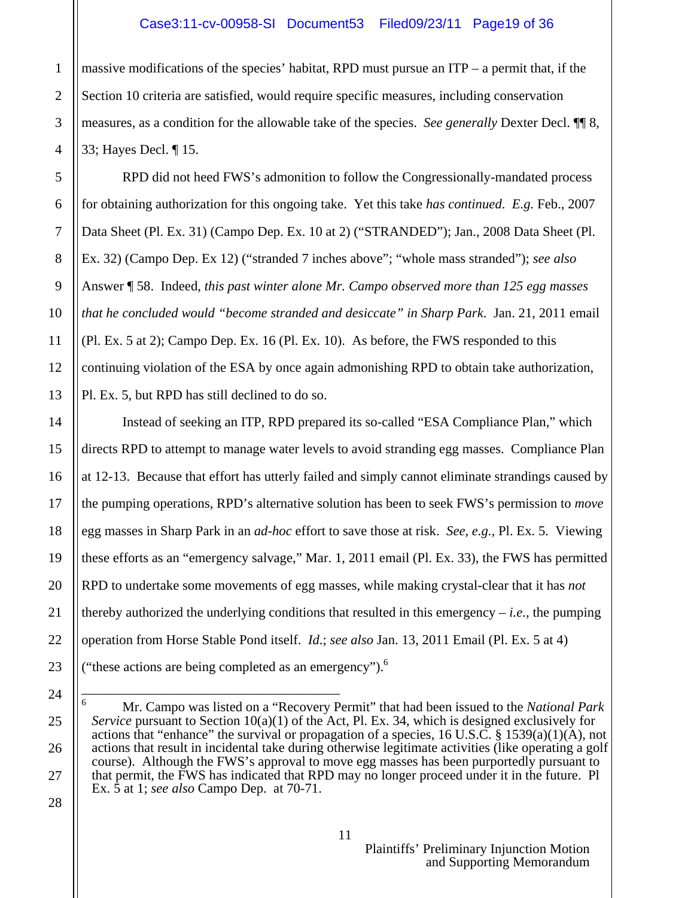massive modifications of the species' habitat, RPD must pursue an ITP – a permit that, if the Section 10 criteria are satisfied, would require specific measures, including conservation measures, as a condition for the allowable take of the species. *See generally* Dexter Decl. ¶¶ 8, 33; Hayes Decl. ¶ 15.

RPD did not heed FWS's admonition to follow the Congressionally-mandated process for obtaining authorization for this ongoing take. Yet this take *has continued*. *E.g.* Feb., 2007 Data Sheet (Pl. Ex. 31) (Campo Dep. Ex. 10 at 2) ("STRANDED"); Jan., 2008 Data Sheet (Pl. Ex. 32) (Campo Dep. Ex 12) ("stranded 7 inches above"; "whole mass stranded"); *see also* Answer ¶ 58. Indeed, *this past winter alone Mr. Campo observed more than 125 egg masses that he concluded would "become stranded and desiccate" in Sharp Park*. Jan. 21, 2011 email (Pl. Ex. 5 at 2); Campo Dep. Ex. 16 (Pl. Ex. 10). As before, the FWS responded to this continuing violation of the ESA by once again admonishing RPD to obtain take authorization, Pl. Ex. 5, but RPD has still declined to do so.

Instead of seeking an ITP, RPD prepared its so-called "ESA Compliance Plan," which directs RPD to attempt to manage water levels to avoid stranding egg masses. Compliance Plan at 12-13. Because that effort has utterly failed and simply cannot eliminate strandings caused by the pumping operations, RPD's alternative solution has been to seek FWS's permission to *move* egg masses in Sharp Park in an *ad-hoc* effort to save those at risk. *See, e.g.*, Pl. Ex. 5. Viewing these efforts as an "emergency salvage," Mar. 1, 2011 email (Pl. Ex. 33), the FWS has permitted RPD to undertake some movements of egg masses, while making crystal-clear that it has *not* thereby authorized the underlying conditions that resulted in this emergency – *i.e.*, the pumping operation from Horse Stable Pond itself. *Id.*; *see also* Jan. 13, 2011 Email (Pl. Ex. 5 at 4) ("these actions are being completed as an emergency").[6]

---

[6] Mr. Campo was listed on a "Recovery Permit" that had been issued to the *National Park Service* pursuant to Section 10(a)(1) of the Act, Pl. Ex. 34, which is designed exclusively for actions that "enhance" the survival or propagation of a species, 16 U.S.C. § 1539(a)(1)(A), not actions that result in incidental take during otherwise legitimate activities (like operating a golf course). Although the FWS's approval to move egg masses has been purportedly pursuant to that permit, the FWS has indicated that RPD may no longer proceed under it in the future. Pl Ex. 5 at 1; *see also* Campo Dep. at 70-71.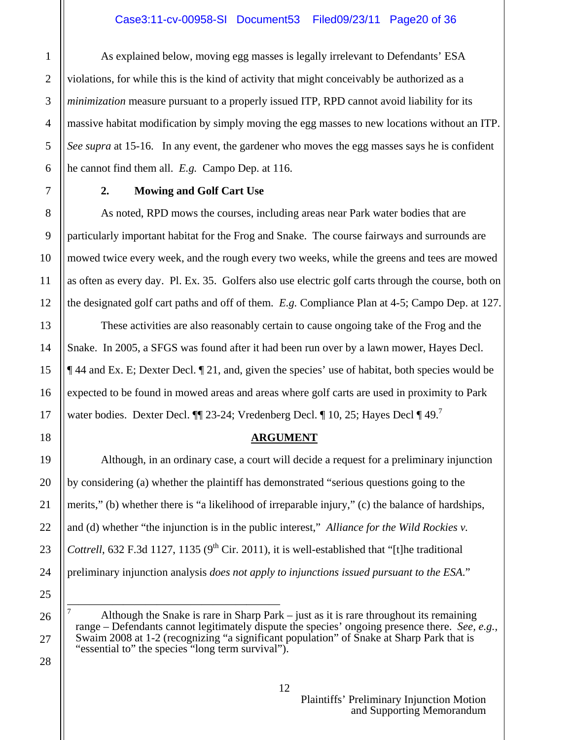As explained below, moving egg masses is legally irrelevant to Defendants' ESA violations, for while this is the kind of activity that might conceivably be authorized as a *minimization* measure pursuant to a properly issued ITP, RPD cannot avoid liability for its massive habitat modification by simply moving the egg masses to new locations without an ITP. *See supra* at 15-16. In any event, the gardener who moves the egg masses says he is confident he cannot find them all. *E.g.* Campo Dep. at 116.

### 2. Mowing and Golf Cart Use

As noted, RPD mows the courses, including areas near Park water bodies that are particularly important habitat for the Frog and Snake. The course fairways and surrounds are mowed twice every week, and the rough every two weeks, while the greens and tees are mowed as often as every day. Pl. Ex. 35. Golfers also use electric golf carts through the course, both on the designated golf cart paths and off of them. *E.g.* Compliance Plan at 4-5; Campo Dep. at 127.

These activities are also reasonably certain to cause ongoing take of the Frog and the Snake. In 2005, a SFGS was found after it had been run over by a lawn mower, Hayes Decl. ¶ 44 and Ex. E; Dexter Decl. ¶ 21, and, given the species' use of habitat, both species would be expected to be found in mowed areas and areas where golf carts are used in proximity to Park water bodies. Dexter Decl. ¶¶ 23-24; Vredenberg Decl. ¶ 10, 25; Hayes Decl ¶ 49.[7]

## ARGUMENT

Although, in an ordinary case, a court will decide a request for a preliminary injunction by considering (a) whether the plaintiff has demonstrated "serious questions going to the merits," (b) whether there is "a likelihood of irreparable injury," (c) the balance of hardships, and (d) whether "the injunction is in the public interest," *Alliance for the Wild Rockies v. Cottrell*, 632 F.3d 1127, 1135 (9th Cir. 2011), it is well-established that "[t]he traditional preliminary injunction analysis *does not apply to injunctions issued pursuant to the ESA*."

---

[7] Although the Snake is rare in Sharp Park – just as it is rare throughout its remaining range – Defendants cannot legitimately dispute the species' ongoing presence there. *See, e.g.*, Swaim 2008 at 1-2 (recognizing "a significant population" of Snake at Sharp Park that is "essential to" the species "long term survival").

Plaintiffs' Preliminary Injunction Motion and Supporting Memorandum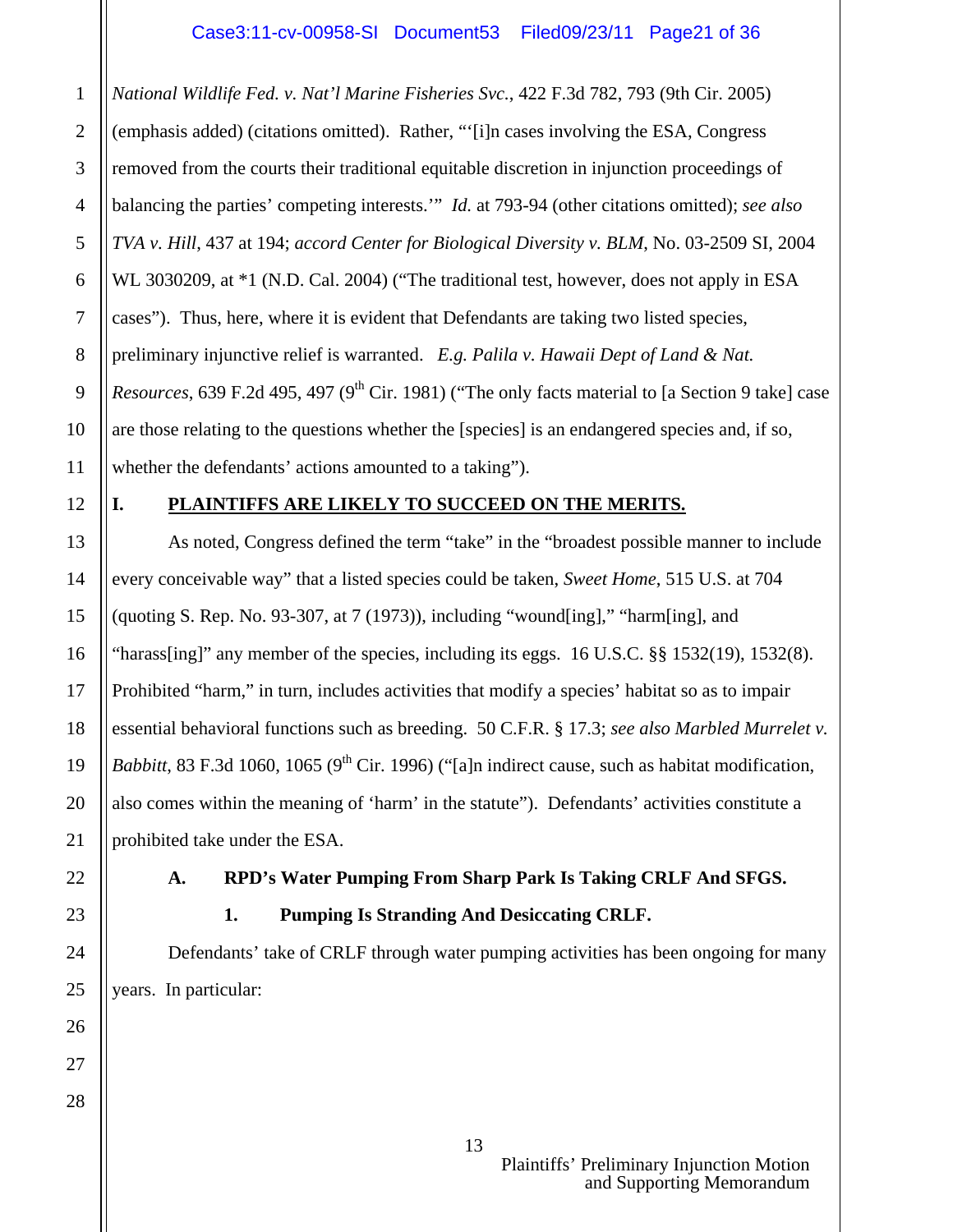*National Wildlife Fed. v. Nat'l Marine Fisheries Svc.*, 422 F.3d 782, 793 (9th Cir. 2005) (emphasis added) (citations omitted). Rather, "'[i]n cases involving the ESA, Congress removed from the courts their traditional equitable discretion in injunction proceedings of balancing the parties' competing interests.'" *Id.* at 793-94 (other citations omitted); *see also TVA v. Hill*, 437 at 194; *accord Center for Biological Diversity v. BLM*, No. 03-2509 SI, 2004 WL 3030209, at *1 (N.D. Cal. 2004) ("The traditional test, however, does not apply in ESA cases"). Thus, here, where it is evident that Defendants are taking two listed species, preliminary injunctive relief is warranted. *E.g. Palila v. Hawaii Dept of Land & Nat. Resources*, 639 F.2d 495, 497 (9th Cir. 1981) ("The only facts material to [a Section 9 take] case are those relating to the questions whether the [species] is an endangered species and, if so, whether the defendants' actions amounted to a taking").

## I. PLAINTIFFS ARE LIKELY TO SUCCEED ON THE MERITS.

As noted, Congress defined the term "take" in the "broadest possible manner to include every conceivable way" that a listed species could be taken, *Sweet Home*, 515 U.S. at 704 (quoting S. Rep. No. 93-307, at 7 (1973)), including "wound[ing]," "harm[ing], and "harass[ing]" any member of the species, including its eggs. 16 U.S.C. §§ 1532(19), 1532(8). Prohibited "harm," in turn, includes activities that modify a species' habitat so as to impair essential behavioral functions such as breeding. 50 C.F.R. § 17.3; *see also Marbled Murrelet v. Babbitt*, 83 F.3d 1060, 1065 (9th Cir. 1996) ("[a]n indirect cause, such as habitat modification, also comes within the meaning of 'harm' in the statute"). Defendants' activities constitute a prohibited take under the ESA.

### A. RPD's Water Pumping From Sharp Park Is Taking CRLF And SFGS.

#### 1. Pumping Is Stranding And Desiccating CRLF.

Defendants' take of CRLF through water pumping activities has been ongoing for many years. In particular: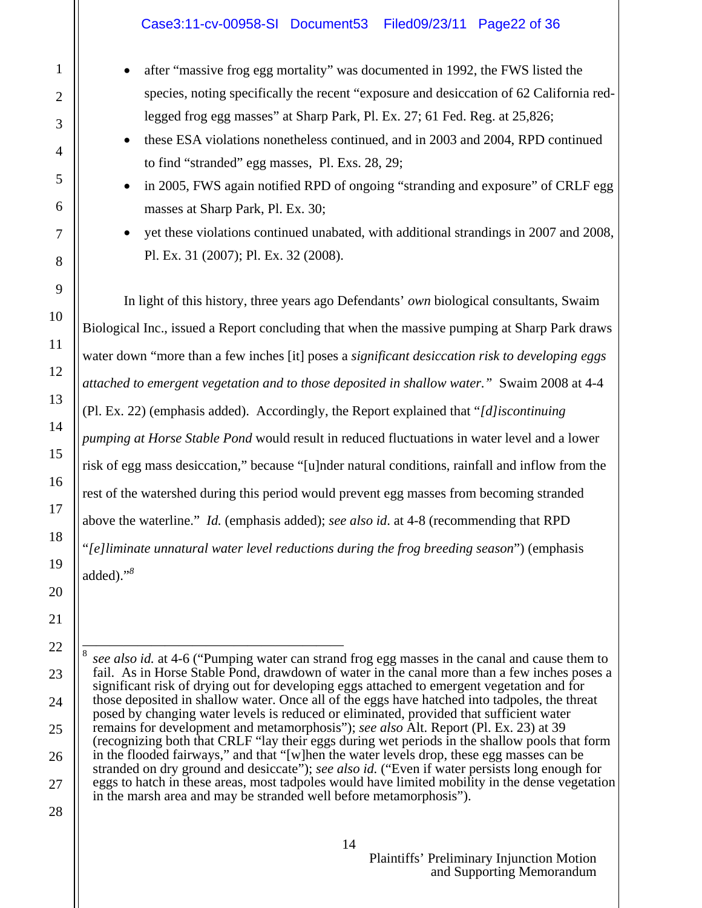- after "massive frog egg mortality" was documented in 1992, the FWS listed the species, noting specifically the recent "exposure and desiccation of 62 California red-legged frog egg masses" at Sharp Park, Pl. Ex. 27; 61 Fed. Reg. at 25,826;
- these ESA violations nonetheless continued, and in 2003 and 2004, RPD continued to find "stranded" egg masses, Pl. Exs. 28, 29;
- in 2005, FWS again notified RPD of ongoing "stranding and exposure" of CRLF egg masses at Sharp Park, Pl. Ex. 30;
- yet these violations continued unabated, with additional strandings in 2007 and 2008, Pl. Ex. 31 (2007); Pl. Ex. 32 (2008).

In light of this history, three years ago Defendants' *own* biological consultants, Swaim Biological Inc., issued a Report concluding that when the massive pumping at Sharp Park draws water down "more than a few inches [it] poses a *significant desiccation risk to developing eggs attached to emergent vegetation and to those deposited in shallow water."* Swaim 2008 at 4-4 (Pl. Ex. 22) (emphasis added). Accordingly, the Report explained that "*[d]iscontinuing pumping at Horse Stable Pond* would result in reduced fluctuations in water level and a lower risk of egg mass desiccation," because "[u]nder natural conditions, rainfall and inflow from the rest of the watershed during this period would prevent egg masses from becoming stranded above the waterline." *Id.* (emphasis added); *see also id.* at 4-8 (recommending that RPD "*[e]liminate unnatural water level reductions during the frog breeding season*") (emphasis added)."[8]

---

[8] *see also id.* at 4-6 ("Pumping water can strand frog egg masses in the canal and cause them to fail. As in Horse Stable Pond, drawdown of water in the canal more than a few inches poses a significant risk of drying out for developing eggs attached to emergent vegetation and for those deposited in shallow water. Once all of the eggs have hatched into tadpoles, the threat posed by changing water levels is reduced or eliminated, provided that sufficient water remains for development and metamorphosis"); *see also* Alt. Report (Pl. Ex. 23) at 39 (recognizing both that CRLF "lay their eggs during wet periods in the shallow pools that form in the flooded fairways," and that "[w]hen the water levels drop, these egg masses can be stranded on dry ground and desiccate"); *see also id.* ("Even if water persists long enough for eggs to hatch in these areas, most tadpoles would have limited mobility in the dense vegetation in the marsh area and may be stranded well before metamorphosis").

Plaintiffs' Preliminary Injunction Motion and Supporting Memorandum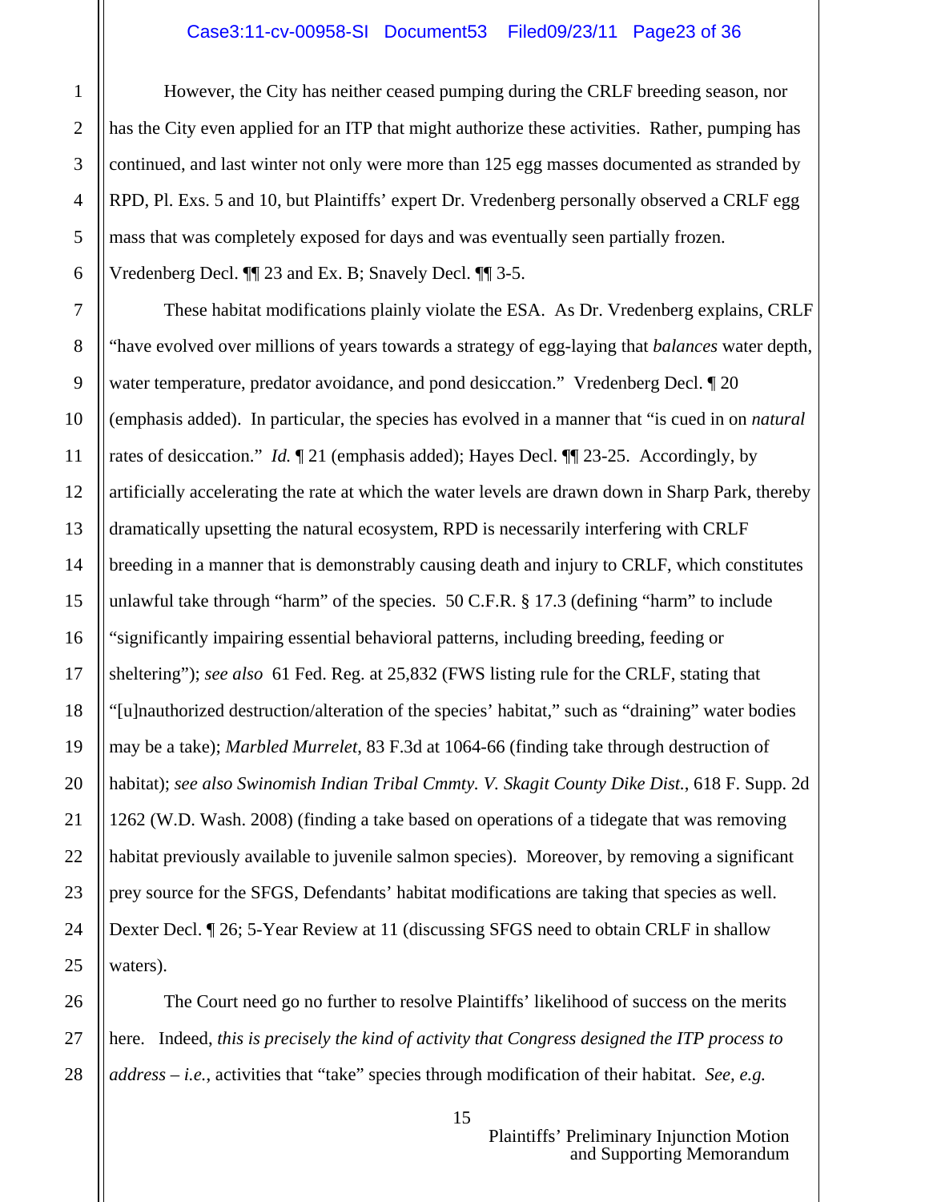However, the City has neither ceased pumping during the CRLF breeding season, nor has the City even applied for an ITP that might authorize these activities. Rather, pumping has continued, and last winter not only were more than 125 egg masses documented as stranded by RPD, Pl. Exs. 5 and 10, but Plaintiffs' expert Dr. Vredenberg personally observed a CRLF egg mass that was completely exposed for days and was eventually seen partially frozen. Vredenberg Decl. ¶¶ 23 and Ex. B; Snavely Decl. ¶¶ 3-5.

These habitat modifications plainly violate the ESA. As Dr. Vredenberg explains, CRLF "have evolved over millions of years towards a strategy of egg-laying that *balances* water depth, water temperature, predator avoidance, and pond desiccation." Vredenberg Decl. ¶ 20 (emphasis added). In particular, the species has evolved in a manner that "is cued in on *natural* rates of desiccation." *Id.* ¶ 21 (emphasis added); Hayes Decl. ¶¶ 23-25. Accordingly, by artificially accelerating the rate at which the water levels are drawn down in Sharp Park, thereby dramatically upsetting the natural ecosystem, RPD is necessarily interfering with CRLF breeding in a manner that is demonstrably causing death and injury to CRLF, which constitutes unlawful take through "harm" of the species. 50 C.F.R. § 17.3 (defining "harm" to include "significantly impairing essential behavioral patterns, including breeding, feeding or sheltering"); *see also* 61 Fed. Reg. at 25,832 (FWS listing rule for the CRLF, stating that "[u]nauthorized destruction/alteration of the species' habitat," such as "draining" water bodies may be a take); *Marbled Murrelet*, 83 F.3d at 1064-66 (finding take through destruction of habitat); *see also Swinomish Indian Tribal Cmmty. V. Skagit County Dike Dist.*, 618 F. Supp. 2d 1262 (W.D. Wash. 2008) (finding a take based on operations of a tidegate that was removing habitat previously available to juvenile salmon species). Moreover, by removing a significant prey source for the SFGS, Defendants' habitat modifications are taking that species as well. Dexter Decl. ¶ 26; 5-Year Review at 11 (discussing SFGS need to obtain CRLF in shallow waters).

The Court need go no further to resolve Plaintiffs' likelihood of success on the merits here. Indeed, *this is precisely the kind of activity that Congress designed the ITP process to address – i.e.*, activities that "take" species through modification of their habitat. *See, e.g.*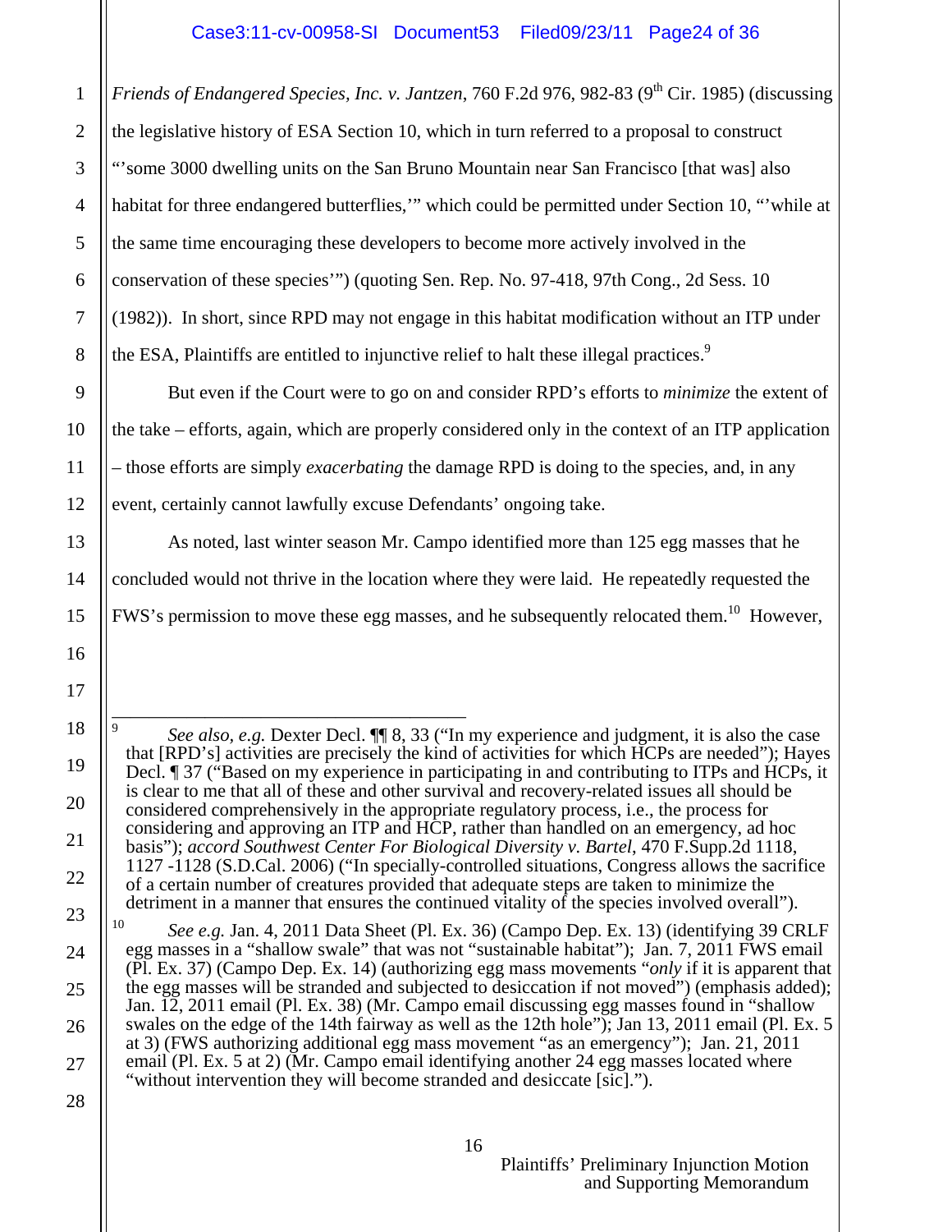*Friends of Endangered Species, Inc. v. Jantzen*, 760 F.2d 976, 982-83 (9th Cir. 1985) (discussing the legislative history of ESA Section 10, which in turn referred to a proposal to construct "'some 3000 dwelling units on the San Bruno Mountain near San Francisco [that was] also habitat for three endangered butterflies,'" which could be permitted under Section 10, "'while at the same time encouraging these developers to become more actively involved in the conservation of these species'") (quoting Sen. Rep. No. 97-418, 97th Cong., 2d Sess. 10 (1982)). In short, since RPD may not engage in this habitat modification without an ITP under the ESA, Plaintiffs are entitled to injunctive relief to halt these illegal practices.[9]

But even if the Court were to go on and consider RPD's efforts to *minimize* the extent of the take – efforts, again, which are properly considered only in the context of an ITP application – those efforts are simply *exacerbating* the damage RPD is doing to the species, and, in any event, certainly cannot lawfully excuse Defendants' ongoing take.

As noted, last winter season Mr. Campo identified more than 125 egg masses that he concluded would not thrive in the location where they were laid. He repeatedly requested the FWS's permission to move these egg masses, and he subsequently relocated them.[10] However,

---

[9] *See also, e.g.* Dexter Decl. ¶¶ 8, 33 ("In my experience and judgment, it is also the case that [RPD's] activities are precisely the kind of activities for which HCPs are needed"); Hayes Decl. ¶ 37 ("Based on my experience in participating in and contributing to ITPs and HCPs, it is clear to me that all of these and other survival and recovery-related issues all should be considered comprehensively in the appropriate regulatory process, i.e., the process for considering and approving an ITP and HCP, rather than handled on an emergency, ad hoc basis"); *accord Southwest Center For Biological Diversity v. Bartel*, 470 F.Supp.2d 1118, 1127 -1128 (S.D.Cal. 2006) ("In specially-controlled situations, Congress allows the sacrifice of a certain number of creatures provided that adequate steps are taken to minimize the detriment in a manner that ensures the continued vitality of the species involved overall").

[10] *See e.g.* Jan. 4, 2011 Data Sheet (Pl. Ex. 36) (Campo Dep. Ex. 13) (identifying 39 CRLF egg masses in a "shallow swale" that was not "sustainable habitat"); Jan. 7, 2011 FWS email (Pl. Ex. 37) (Campo Dep. Ex. 14) (authorizing egg mass movements "*only* if it is apparent that the egg masses will be stranded and subjected to desiccation if not moved") (emphasis added); Jan. 12, 2011 email (Pl. Ex. 38) (Mr. Campo email discussing egg masses found in "shallow swales on the edge of the 14th fairway as well as the 12th hole"); Jan 13, 2011 email (Pl. Ex. 5 at 3) (FWS authorizing additional egg mass movement "as an emergency"); Jan. 21, 2011 email (Pl. Ex. 5 at 2) (Mr. Campo email identifying another 24 egg masses located where "without intervention they will become stranded and desiccate [sic].").

Plaintiffs' Preliminary Injunction Motion
and Supporting Memorandum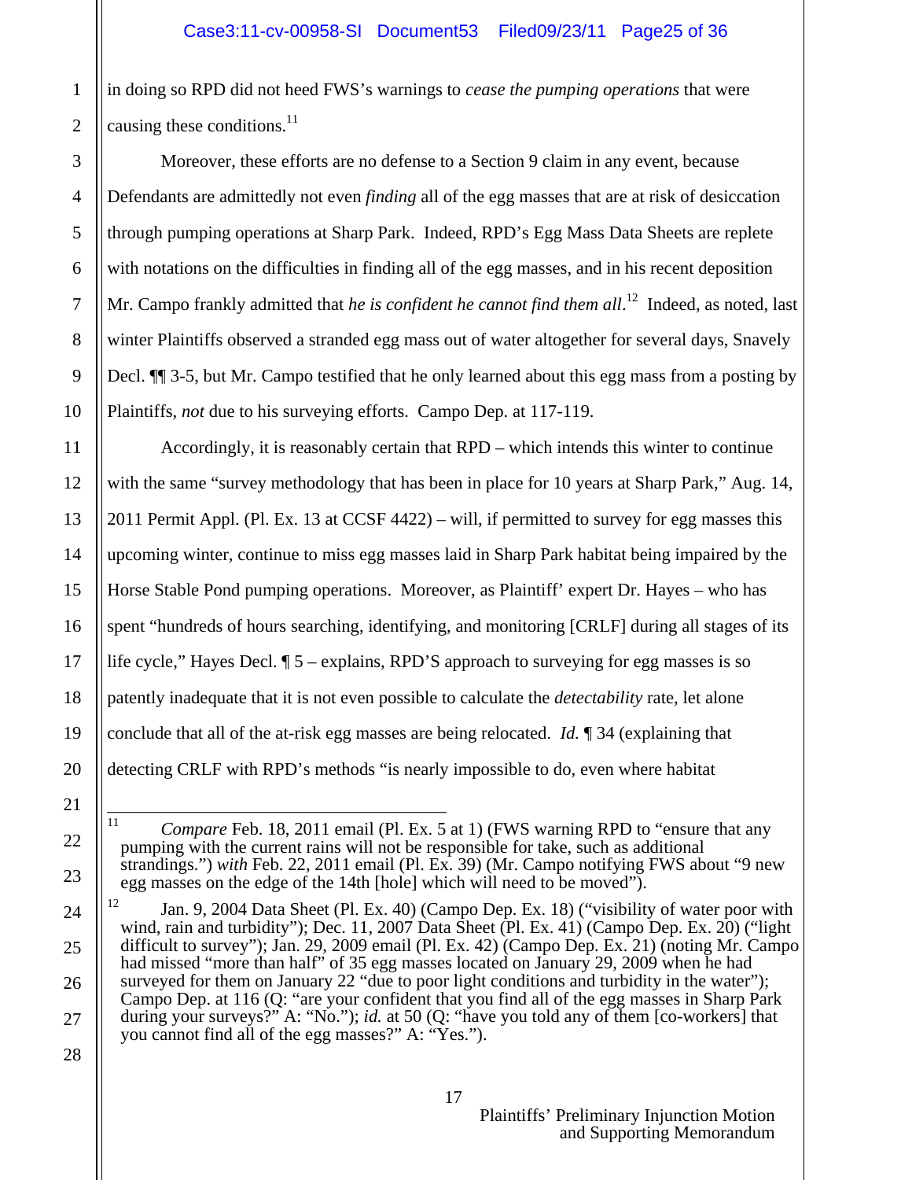in doing so RPD did not heed FWS's warnings to *cease the pumping operations* that were causing these conditions.[11]

Moreover, these efforts are no defense to a Section 9 claim in any event, because Defendants are admittedly not even *finding* all of the egg masses that are at risk of desiccation through pumping operations at Sharp Park. Indeed, RPD's Egg Mass Data Sheets are replete with notations on the difficulties in finding all of the egg masses, and in his recent deposition Mr. Campo frankly admitted that *he is confident he cannot find them all*.[12] Indeed, as noted, last winter Plaintiffs observed a stranded egg mass out of water altogether for several days, Snavely Decl. ¶¶ 3-5, but Mr. Campo testified that he only learned about this egg mass from a posting by Plaintiffs, *not* due to his surveying efforts. Campo Dep. at 117-119.

Accordingly, it is reasonably certain that RPD – which intends this winter to continue with the same "survey methodology that has been in place for 10 years at Sharp Park," Aug. 14, 2011 Permit Appl. (Pl. Ex. 13 at CCSF 4422) – will, if permitted to survey for egg masses this upcoming winter, continue to miss egg masses laid in Sharp Park habitat being impaired by the Horse Stable Pond pumping operations. Moreover, as Plaintiff' expert Dr. Hayes – who has spent "hundreds of hours searching, identifying, and monitoring [CRLF] during all stages of its life cycle," Hayes Decl. ¶ 5 – explains, RPD'S approach to surveying for egg masses is so patently inadequate that it is not even possible to calculate the *detectability* rate, let alone conclude that all of the at-risk egg masses are being relocated. *Id.* ¶ 34 (explaining that detecting CRLF with RPD's methods "is nearly impossible to do, even where habitat

---

[11] *Compare* Feb. 18, 2011 email (Pl. Ex. 5 at 1) (FWS warning RPD to "ensure that any pumping with the current rains will not be responsible for take, such as additional strandings.") *with* Feb. 22, 2011 email (Pl. Ex. 39) (Mr. Campo notifying FWS about "9 new egg masses on the edge of the 14th [hole] which will need to be moved").

[12] Jan. 9, 2004 Data Sheet (Pl. Ex. 40) (Campo Dep. Ex. 18) ("visibility of water poor with wind, rain and turbidity"); Dec. 11, 2007 Data Sheet (Pl. Ex. 41) (Campo Dep. Ex. 20) ("light difficult to survey"); Jan. 29, 2009 email (Pl. Ex. 42) (Campo Dep. Ex. 21) (noting Mr. Campo had missed "more than half" of 35 egg masses located on January 29, 2009 when he had surveyed for them on January 22 "due to poor light conditions and turbidity in the water"); Campo Dep. at 116 (Q: "are your confident that you find all of the egg masses in Sharp Park during your surveys?" A: "No."); *id.* at 50 (Q: "have you told any of them [co-workers] that you cannot find all of the egg masses?" A: "Yes.").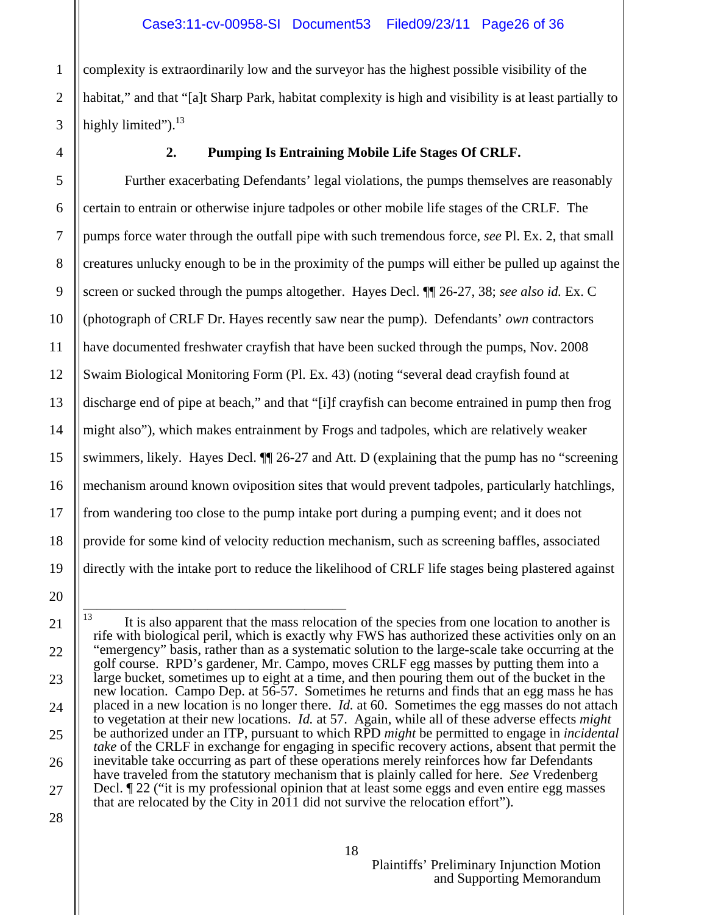complexity is extraordinarily low and the surveyor has the highest possible visibility of the habitat," and that "[a]t Sharp Park, habitat complexity is high and visibility is at least partially to highly limited").[13]

### 2. Pumping Is Entraining Mobile Life Stages Of CRLF.

Further exacerbating Defendants' legal violations, the pumps themselves are reasonably certain to entrain or otherwise injure tadpoles or other mobile life stages of the CRLF. The pumps force water through the outfall pipe with such tremendous force, *see* Pl. Ex. 2, that small creatures unlucky enough to be in the proximity of the pumps will either be pulled up against the screen or sucked through the pumps altogether. Hayes Decl. ¶¶ 26-27, 38; *see also id.* Ex. C (photograph of CRLF Dr. Hayes recently saw near the pump). Defendants' *own* contractors have documented freshwater crayfish that have been sucked through the pumps, Nov. 2008 Swaim Biological Monitoring Form (Pl. Ex. 43) (noting "several dead crayfish found at discharge end of pipe at beach," and that "[i]f crayfish can become entrained in pump then frog might also"), which makes entrainment by Frogs and tadpoles, which are relatively weaker swimmers, likely. Hayes Decl. ¶¶ 26-27 and Att. D (explaining that the pump has no "screening mechanism around known oviposition sites that would prevent tadpoles, particularly hatchlings, from wandering too close to the pump intake port during a pumping event; and it does not provide for some kind of velocity reduction mechanism, such as screening baffles, associated directly with the intake port to reduce the likelihood of CRLF life stages being plastered against

---

[13] It is also apparent that the mass relocation of the species from one location to another is rife with biological peril, which is exactly why FWS has authorized these activities only on an "emergency" basis, rather than as a systematic solution to the large-scale take occurring at the golf course. RPD's gardener, Mr. Campo, moves CRLF egg masses by putting them into a large bucket, sometimes up to eight at a time, and then pouring them out of the bucket in the new location. Campo Dep. at 56-57. Sometimes he returns and finds that an egg mass he has placed in a new location is no longer there. *Id.* at 60. Sometimes the egg masses do not attach to vegetation at their new locations. *Id.* at 57. Again, while all of these adverse effects *might* be authorized under an ITP, pursuant to which RPD *might* be permitted to engage in *incidental take* of the CRLF in exchange for engaging in specific recovery actions, absent that permit the inevitable take occurring as part of these operations merely reinforces how far Defendants have traveled from the statutory mechanism that is plainly called for here. *See* Vredenberg Decl. ¶ 22 ("it is my professional opinion that at least some eggs and even entire egg masses that are relocated by the City in 2011 did not survive the relocation effort").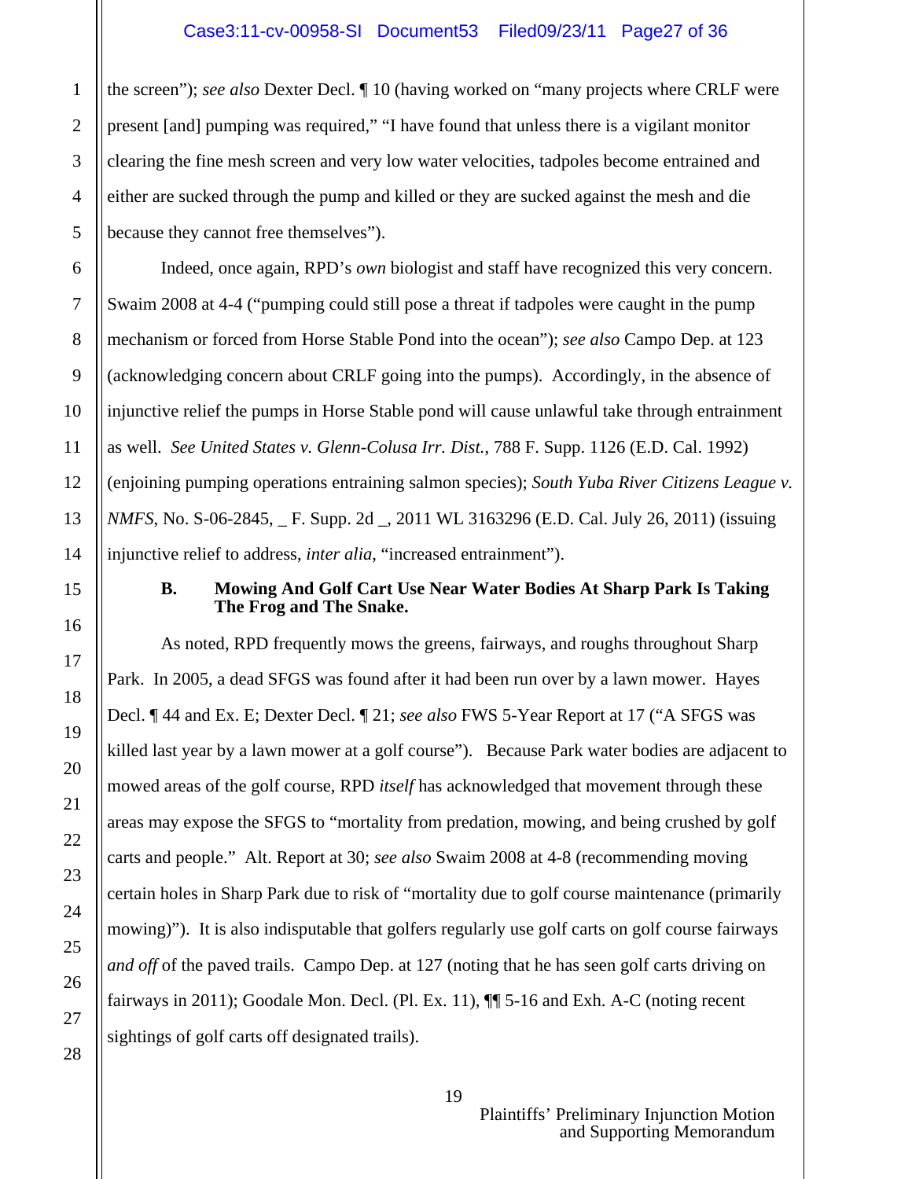the screen"); *see also* Dexter Decl. ¶ 10 (having worked on "many projects where CRLF were present [and] pumping was required," "I have found that unless there is a vigilant monitor clearing the fine mesh screen and very low water velocities, tadpoles become entrained and either are sucked through the pump and killed or they are sucked against the mesh and die because they cannot free themselves").

Indeed, once again, RPD's *own* biologist and staff have recognized this very concern. Swaim 2008 at 4-4 ("pumping could still pose a threat if tadpoles were caught in the pump mechanism or forced from Horse Stable Pond into the ocean"); *see also* Campo Dep. at 123 (acknowledging concern about CRLF going into the pumps). Accordingly, in the absence of injunctive relief the pumps in Horse Stable pond will cause unlawful take through entrainment as well. *See United States v. Glenn-Colusa Irr. Dist.*, 788 F. Supp. 1126 (E.D. Cal. 1992) (enjoining pumping operations entraining salmon species); *South Yuba River Citizens League v. NMFS*, No. S-06-2845, _ F. Supp. 2d _, 2011 WL 3163296 (E.D. Cal. July 26, 2011) (issuing injunctive relief to address, *inter alia*, "increased entrainment").

**B. Mowing And Golf Cart Use Near Water Bodies At Sharp Park Is Taking The Frog and The Snake.**

As noted, RPD frequently mows the greens, fairways, and roughs throughout Sharp Park. In 2005, a dead SFGS was found after it had been run over by a lawn mower. Hayes Decl. ¶ 44 and Ex. E; Dexter Decl. ¶ 21; *see also* FWS 5-Year Report at 17 ("A SFGS was killed last year by a lawn mower at a golf course"). Because Park water bodies are adjacent to mowed areas of the golf course, RPD *itself* has acknowledged that movement through these areas may expose the SFGS to "mortality from predation, mowing, and being crushed by golf carts and people." Alt. Report at 30; *see also* Swaim 2008 at 4-8 (recommending moving certain holes in Sharp Park due to risk of "mortality due to golf course maintenance (primarily mowing)"). It is also indisputable that golfers regularly use golf carts on golf course fairways *and off* of the paved trails. Campo Dep. at 127 (noting that he has seen golf carts driving on fairways in 2011); Goodale Mon. Decl. (Pl. Ex. 11), ¶¶ 5-16 and Exh. A-C (noting recent sightings of golf carts off designated trails).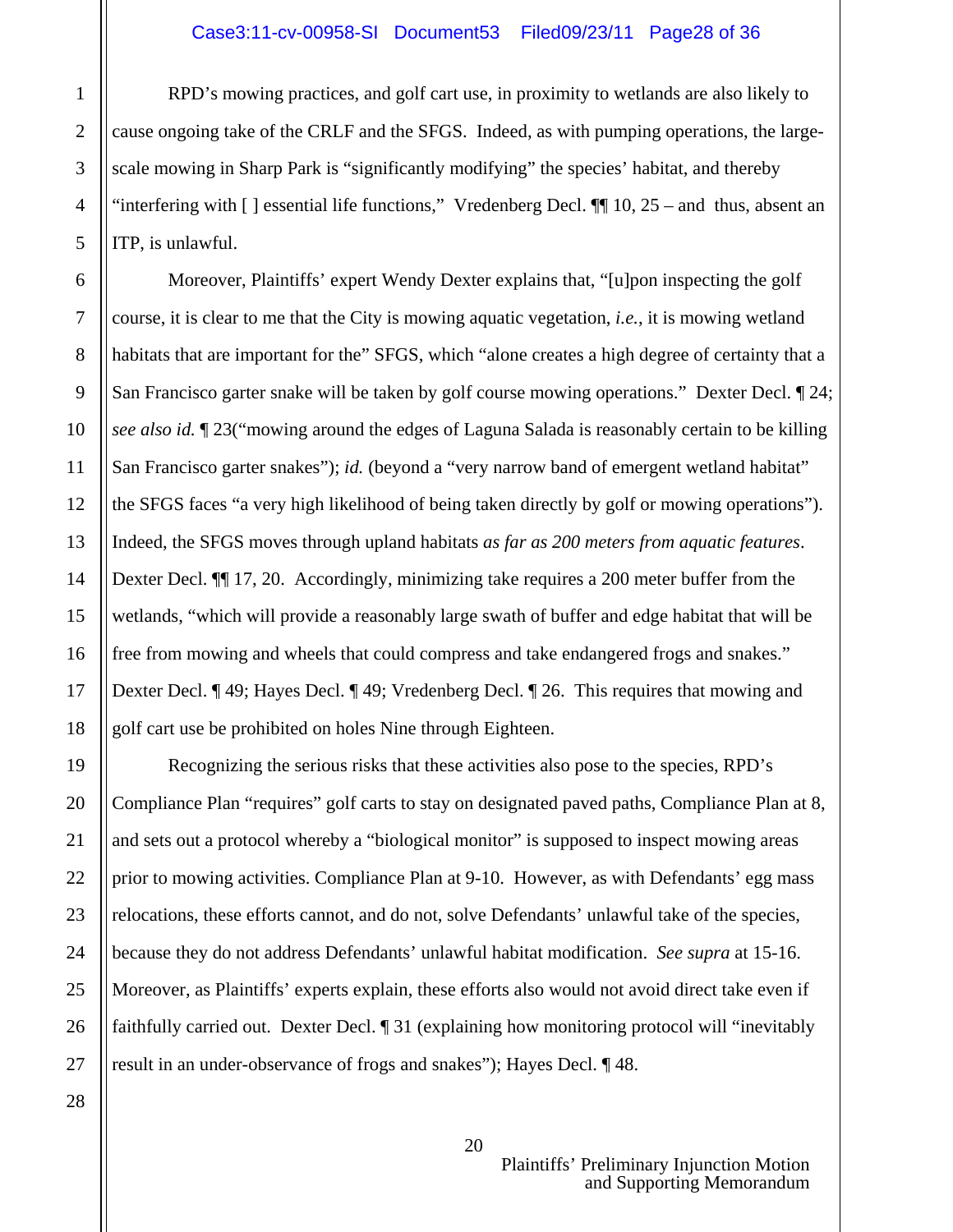RPD's mowing practices, and golf cart use, in proximity to wetlands are also likely to cause ongoing take of the CRLF and the SFGS. Indeed, as with pumping operations, the large-scale mowing in Sharp Park is "significantly modifying" the species' habitat, and thereby "interfering with [ ] essential life functions," Vredenberg Decl. ¶¶ 10, 25 – and thus, absent an ITP, is unlawful.

Moreover, Plaintiffs' expert Wendy Dexter explains that, "[u]pon inspecting the golf course, it is clear to me that the City is mowing aquatic vegetation, *i.e.*, it is mowing wetland habitats that are important for the" SFGS, which "alone creates a high degree of certainty that a San Francisco garter snake will be taken by golf course mowing operations." Dexter Decl. ¶ 24; *see also id.* ¶ 23("mowing around the edges of Laguna Salada is reasonably certain to be killing San Francisco garter snakes"); *id.* (beyond a "very narrow band of emergent wetland habitat" the SFGS faces "a very high likelihood of being taken directly by golf or mowing operations"). Indeed, the SFGS moves through upland habitats *as far as 200 meters from aquatic features*. Dexter Decl. ¶¶ 17, 20. Accordingly, minimizing take requires a 200 meter buffer from the wetlands, "which will provide a reasonably large swath of buffer and edge habitat that will be free from mowing and wheels that could compress and take endangered frogs and snakes." Dexter Decl. ¶ 49; Hayes Decl. ¶ 49; Vredenberg Decl. ¶ 26. This requires that mowing and golf cart use be prohibited on holes Nine through Eighteen.

Recognizing the serious risks that these activities also pose to the species, RPD's Compliance Plan "requires" golf carts to stay on designated paved paths, Compliance Plan at 8, and sets out a protocol whereby a "biological monitor" is supposed to inspect mowing areas prior to mowing activities. Compliance Plan at 9-10. However, as with Defendants' egg mass relocations, these efforts cannot, and do not, solve Defendants' unlawful take of the species, because they do not address Defendants' unlawful habitat modification. *See supra* at 15-16. Moreover, as Plaintiffs' experts explain, these efforts also would not avoid direct take even if faithfully carried out. Dexter Decl. ¶ 31 (explaining how monitoring protocol will "inevitably result in an under-observance of frogs and snakes"); Hayes Decl. ¶ 48.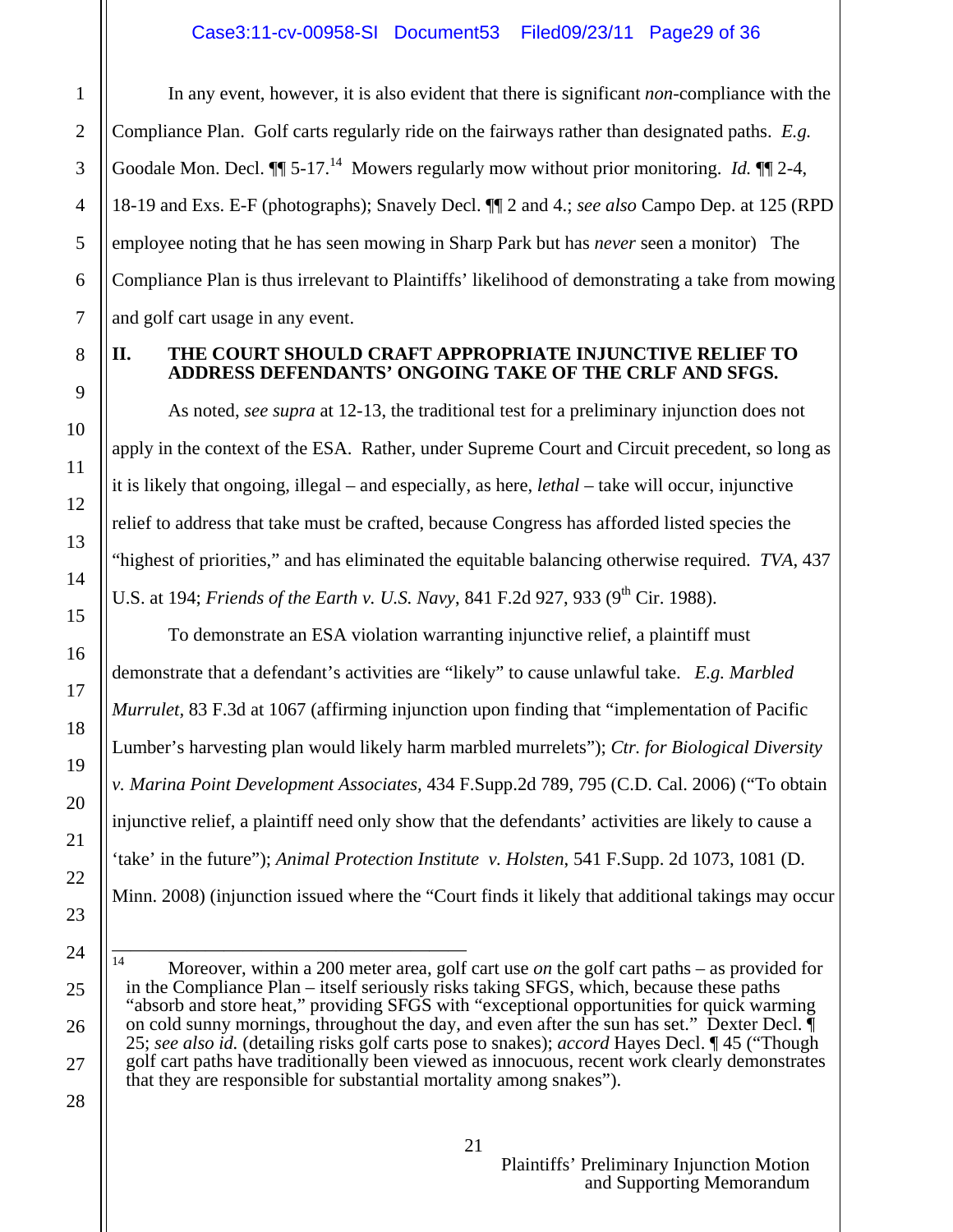In any event, however, it is also evident that there is significant *non*-compliance with the Compliance Plan. Golf carts regularly ride on the fairways rather than designated paths. *E.g.* Goodale Mon. Decl. ¶¶ 5-17.[14] Mowers regularly mow without prior monitoring. *Id.* ¶¶ 2-4, 18-19 and Exs. E-F (photographs); Snavely Decl. ¶¶ 2 and 4.; *see also* Campo Dep. at 125 (RPD employee noting that he has seen mowing in Sharp Park but has *never* seen a monitor) The Compliance Plan is thus irrelevant to Plaintiffs' likelihood of demonstrating a take from mowing and golf cart usage in any event.

## II. THE COURT SHOULD CRAFT APPROPRIATE INJUNCTIVE RELIEF TO ADDRESS DEFENDANTS' ONGOING TAKE OF THE CRLF AND SFGS.

As noted, *see supra* at 12-13, the traditional test for a preliminary injunction does not apply in the context of the ESA. Rather, under Supreme Court and Circuit precedent, so long as it is likely that ongoing, illegal – and especially, as here, *lethal* – take will occur, injunctive relief to address that take must be crafted, because Congress has afforded listed species the "highest of priorities," and has eliminated the equitable balancing otherwise required. *TVA*, 437 U.S. at 194; *Friends of the Earth v. U.S. Navy*, 841 F.2d 927, 933 (9th Cir. 1988).

To demonstrate an ESA violation warranting injunctive relief, a plaintiff must demonstrate that a defendant's activities are "likely" to cause unlawful take. *E.g. Marbled Murrulet*, 83 F.3d at 1067 (affirming injunction upon finding that "implementation of Pacific Lumber's harvesting plan would likely harm marbled murrelets"); *Ctr. for Biological Diversity v. Marina Point Development Associates*, 434 F.Supp.2d 789, 795 (C.D. Cal. 2006) ("To obtain injunctive relief, a plaintiff need only show that the defendants' activities are likely to cause a 'take' in the future"); *Animal Protection Institute v. Holsten*, 541 F.Supp. 2d 1073, 1081 (D. Minn. 2008) (injunction issued where the "Court finds it likely that additional takings may occur

---

[14] Moreover, within a 200 meter area, golf cart use *on* the golf cart paths – as provided for in the Compliance Plan – itself seriously risks taking SFGS, which, because these paths "absorb and store heat," providing SFGS with "exceptional opportunities for quick warming on cold sunny mornings, throughout the day, and even after the sun has set." Dexter Decl. ¶ 25; *see also id.* (detailing risks golf carts pose to snakes); *accord* Hayes Decl. ¶ 45 ("Though golf cart paths have traditionally been viewed as innocuous, recent work clearly demonstrates that they are responsible for substantial mortality among snakes").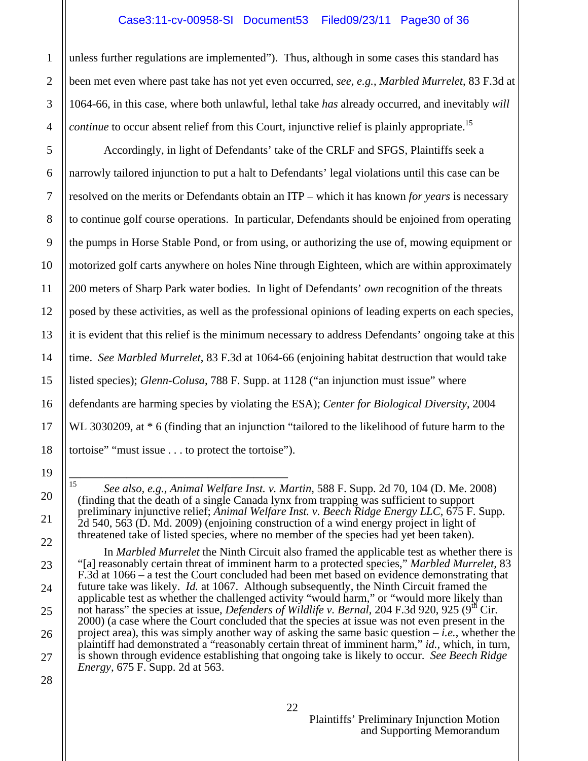unless further regulations are implemented"). Thus, although in some cases this standard has been met even where past take has not yet even occurred, *see, e.g.*, *Marbled Murrelet*, 83 F.3d at 1064-66, in this case, where both unlawful, lethal take *has* already occurred, and inevitably *will continue* to occur absent relief from this Court, injunctive relief is plainly appropriate.[15]

Accordingly, in light of Defendants' take of the CRLF and SFGS, Plaintiffs seek a narrowly tailored injunction to put a halt to Defendants' legal violations until this case can be resolved on the merits or Defendants obtain an ITP – which it has known *for years* is necessary to continue golf course operations. In particular, Defendants should be enjoined from operating the pumps in Horse Stable Pond, or from using, or authorizing the use of, mowing equipment or motorized golf carts anywhere on holes Nine through Eighteen, which are within approximately 200 meters of Sharp Park water bodies. In light of Defendants' *own* recognition of the threats posed by these activities, as well as the professional opinions of leading experts on each species, it is evident that this relief is the minimum necessary to address Defendants' ongoing take at this time. *See Marbled Murrelet*, 83 F.3d at 1064-66 (enjoining habitat destruction that would take listed species); *Glenn-Colusa*, 788 F. Supp. at 1128 ("an injunction must issue" where defendants are harming species by violating the ESA); *Center for Biological Diversity*, 2004 WL 3030209, at * 6 (finding that an injunction "tailored to the likelihood of future harm to the tortoise" "must issue . . . to protect the tortoise").

---

[15] *See also, e.g.*, *Animal Welfare Inst. v. Martin*, 588 F. Supp. 2d 70, 104 (D. Me. 2008) (finding that the death of a single Canada lynx from trapping was sufficient to support preliminary injunctive relief; *Animal Welfare Inst. v. Beech Ridge Energy LLC*, 675 F. Supp. 2d 540, 563 (D. Md. 2009) (enjoining construction of a wind energy project in light of threatened take of listed species, where no member of the species had yet been taken).

In *Marbled Murrelet* the Ninth Circuit also framed the applicable test as whether there is "[a] reasonably certain threat of imminent harm to a protected species," *Marbled Murrelet*, 83 F.3d at 1066 – a test the Court concluded had been met based on evidence demonstrating that future take was likely. *Id.* at 1067. Although subsequently, the Ninth Circuit framed the applicable test as whether the challenged activity "would harm," or "would more likely than not harass" the species at issue, *Defenders of Wildlife v. Bernal*, 204 F.3d 920, 925 (9th Cir. 2000) (a case where the Court concluded that the species at issue was not even present in the project area), this was simply another way of asking the same basic question – *i.e.*, whether the plaintiff had demonstrated a "reasonably certain threat of imminent harm," *id.*, which, in turn, is shown through evidence establishing that ongoing take is likely to occur. *See Beech Ridge Energy*, 675 F. Supp. 2d at 563.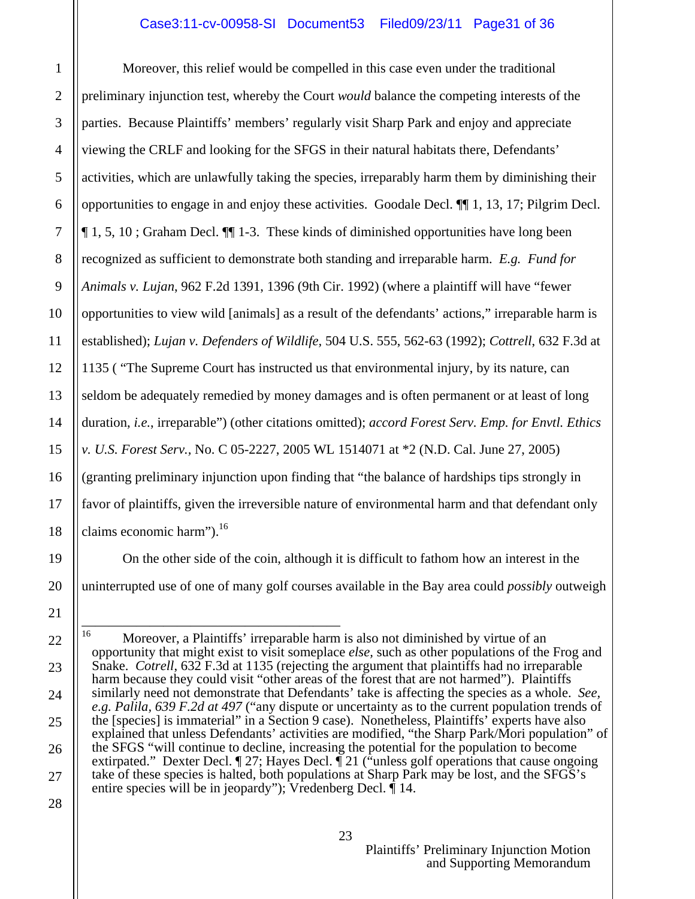Moreover, this relief would be compelled in this case even under the traditional preliminary injunction test, whereby the Court *would* balance the competing interests of the parties. Because Plaintiffs' members' regularly visit Sharp Park and enjoy and appreciate viewing the CRLF and looking for the SFGS in their natural habitats there, Defendants' activities, which are unlawfully taking the species, irreparably harm them by diminishing their opportunities to engage in and enjoy these activities. Goodale Decl. ¶¶ 1, 13, 17; Pilgrim Decl. ¶ 1, 5, 10 ; Graham Decl. ¶¶ 1-3. These kinds of diminished opportunities have long been recognized as sufficient to demonstrate both standing and irreparable harm. *E.g. Fund for Animals v. Lujan*, 962 F.2d 1391, 1396 (9th Cir. 1992) (where a plaintiff will have "fewer opportunities to view wild [animals] as a result of the defendants' actions," irreparable harm is established); *Lujan v. Defenders of Wildlife*, 504 U.S. 555, 562-63 (1992); *Cottrell*, 632 F.3d at 1135 ( "The Supreme Court has instructed us that environmental injury, by its nature, can seldom be adequately remedied by money damages and is often permanent or at least of long duration, *i.e.*, irreparable") (other citations omitted); *accord Forest Serv. Emp. for Envtl. Ethics v. U.S. Forest Serv.*, No. C 05-2227, 2005 WL 1514071 at *2 (N.D. Cal. June 27, 2005) (granting preliminary injunction upon finding that "the balance of hardships tips strongly in favor of plaintiffs, given the irreversible nature of environmental harm and that defendant only claims economic harm").[16]

On the other side of the coin, although it is difficult to fathom how an interest in the uninterrupted use of one of many golf courses available in the Bay area could *possibly* outweigh

---

[16] Moreover, a Plaintiffs' irreparable harm is also not diminished by virtue of an opportunity that might exist to visit someplace *else*, such as other populations of the Frog and Snake. *Cotrell*, 632 F.3d at 1135 (rejecting the argument that plaintiffs had no irreparable harm because they could visit "other areas of the forest that are not harmed"). Plaintiffs similarly need not demonstrate that Defendants' take is affecting the species as a whole. *See, e.g. Palila, 639 F.2d at 497* ("any dispute or uncertainty as to the current population trends of the [species] is immaterial" in a Section 9 case). Nonetheless, Plaintiffs' experts have also explained that unless Defendants' activities are modified, "the Sharp Park/Mori population" of the SFGS "will continue to decline, increasing the potential for the population to become extirpated." Dexter Decl. ¶ 27; Hayes Decl. ¶ 21 ("unless golf operations that cause ongoing take of these species is halted, both populations at Sharp Park may be lost, and the SFGS's entire species will be in jeopardy"); Vredenberg Decl. ¶ 14.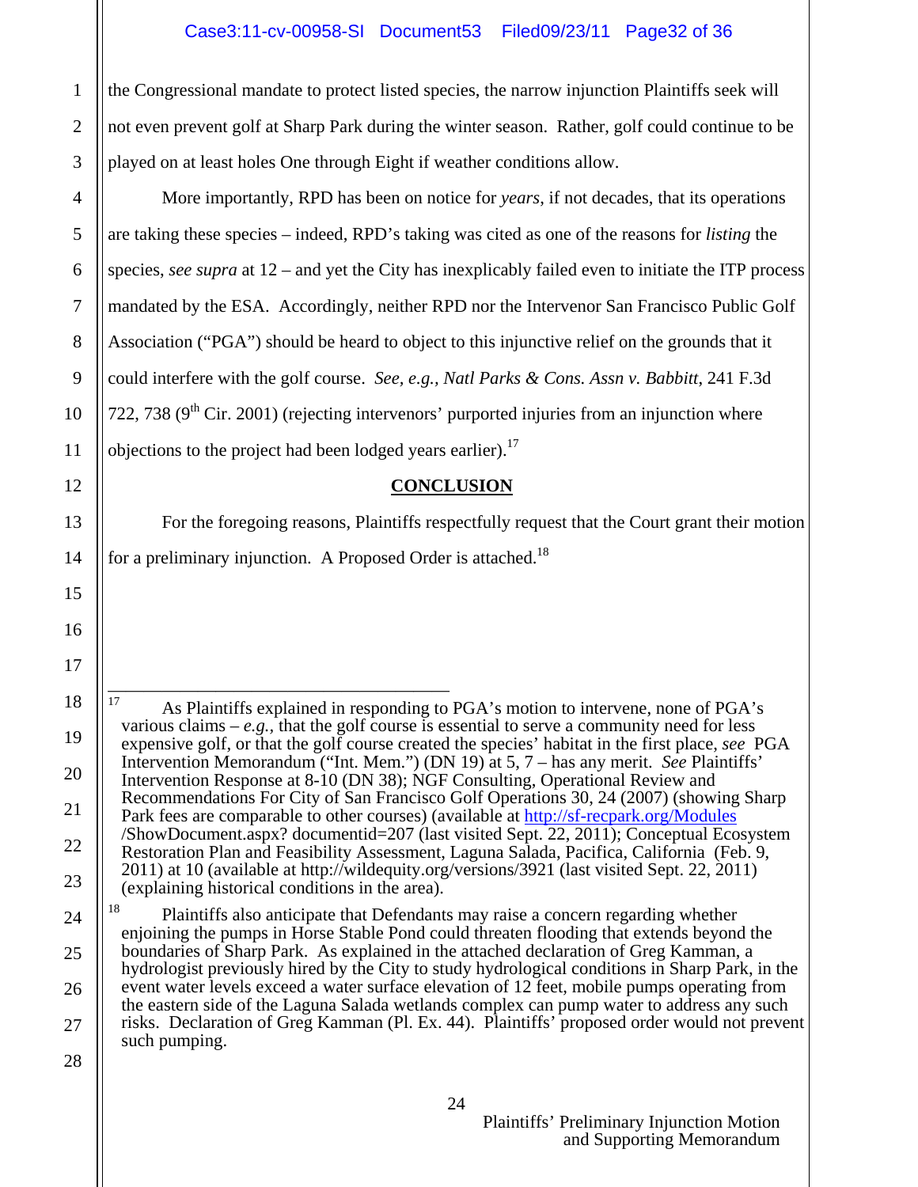the Congressional mandate to protect listed species, the narrow injunction Plaintiffs seek will not even prevent golf at Sharp Park during the winter season. Rather, golf could continue to be played on at least holes One through Eight if weather conditions allow.

More importantly, RPD has been on notice for *years*, if not decades, that its operations are taking these species – indeed, RPD's taking was cited as one of the reasons for *listing* the species, *see supra* at 12 – and yet the City has inexplicably failed even to initiate the ITP process mandated by the ESA. Accordingly, neither RPD nor the Intervenor San Francisco Public Golf Association ("PGA") should be heard to object to this injunctive relief on the grounds that it could interfere with the golf course. *See, e.g., Natl Parks & Cons. Assn v. Babbitt*, 241 F.3d 722, 738 (9th Cir. 2001) (rejecting intervenors' purported injuries from an injunction where objections to the project had been lodged years earlier).[17]

## CONCLUSION

For the foregoing reasons, Plaintiffs respectfully request that the Court grant their motion for a preliminary injunction. A Proposed Order is attached.[18]

---

[17] As Plaintiffs explained in responding to PGA's motion to intervene, none of PGA's various claims – *e.g.*, that the golf course is essential to serve a community need for less expensive golf, or that the golf course created the species' habitat in the first place, *see* PGA Intervention Memorandum ("Int. Mem.") (DN 19) at 5, 7 – has any merit. *See* Plaintiffs' Intervention Response at 8-10 (DN 38); NGF Consulting, Operational Review and Recommendations For City of San Francisco Golf Operations 30, 24 (2007) (showing Sharp Park fees are comparable to other courses) (available at http://sf-recpark.org/Modules /ShowDocument.aspx? documentid=207 (last visited Sept. 22, 2011); Conceptual Ecosystem Restoration Plan and Feasibility Assessment, Laguna Salada, Pacifica, California (Feb. 9, 2011) at 10 (available at http://wildequity.org/versions/3921 (last visited Sept. 22, 2011) (explaining historical conditions in the area).

[18] Plaintiffs also anticipate that Defendants may raise a concern regarding whether enjoining the pumps in Horse Stable Pond could threaten flooding that extends beyond the boundaries of Sharp Park. As explained in the attached declaration of Greg Kamman, a hydrologist previously hired by the City to study hydrological conditions in Sharp Park, in the event water levels exceed a water surface elevation of 12 feet, mobile pumps operating from the eastern side of the Laguna Salada wetlands complex can pump water to address any such risks. Declaration of Greg Kamman (Pl. Ex. 44). Plaintiffs' proposed order would not prevent such pumping.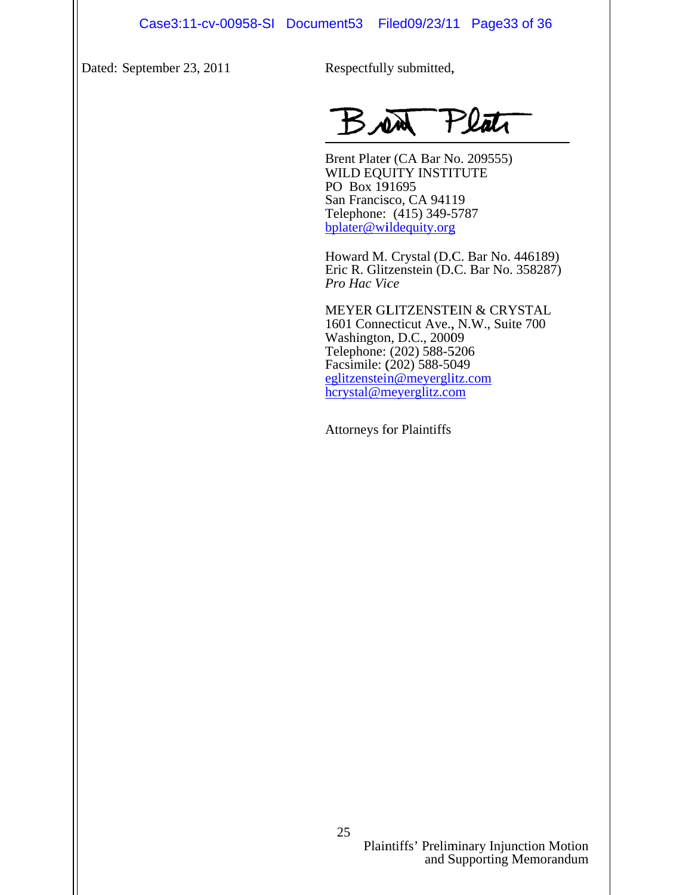Dated: September 23, 2011

Respectfully submitted,

Brent Plater

Brent Plater (CA Bar No. 209555)
WILD EQUITY INSTITUTE
PO Box 191695
San Francisco, CA 94119
Telephone: (415) 349-5787
bplater@wildequity.org

Howard M. Crystal (D.C. Bar No. 446189)
Eric R. Glitzenstein (D.C. Bar No. 358287)
*Pro Hac Vice*

MEYER GLITZENSTEIN & CRYSTAL
1601 Connecticut Ave., N.W., Suite 700
Washington, D.C., 20009
Telephone: (202) 588-5206
Facsimile: (202) 588-5049
eglitzenstein@meyerglitz.com
hcrystal@meyerglitz.com

Attorneys for Plaintiffs

Plaintiffs' Preliminary Injunction Motion and Supporting Memorandum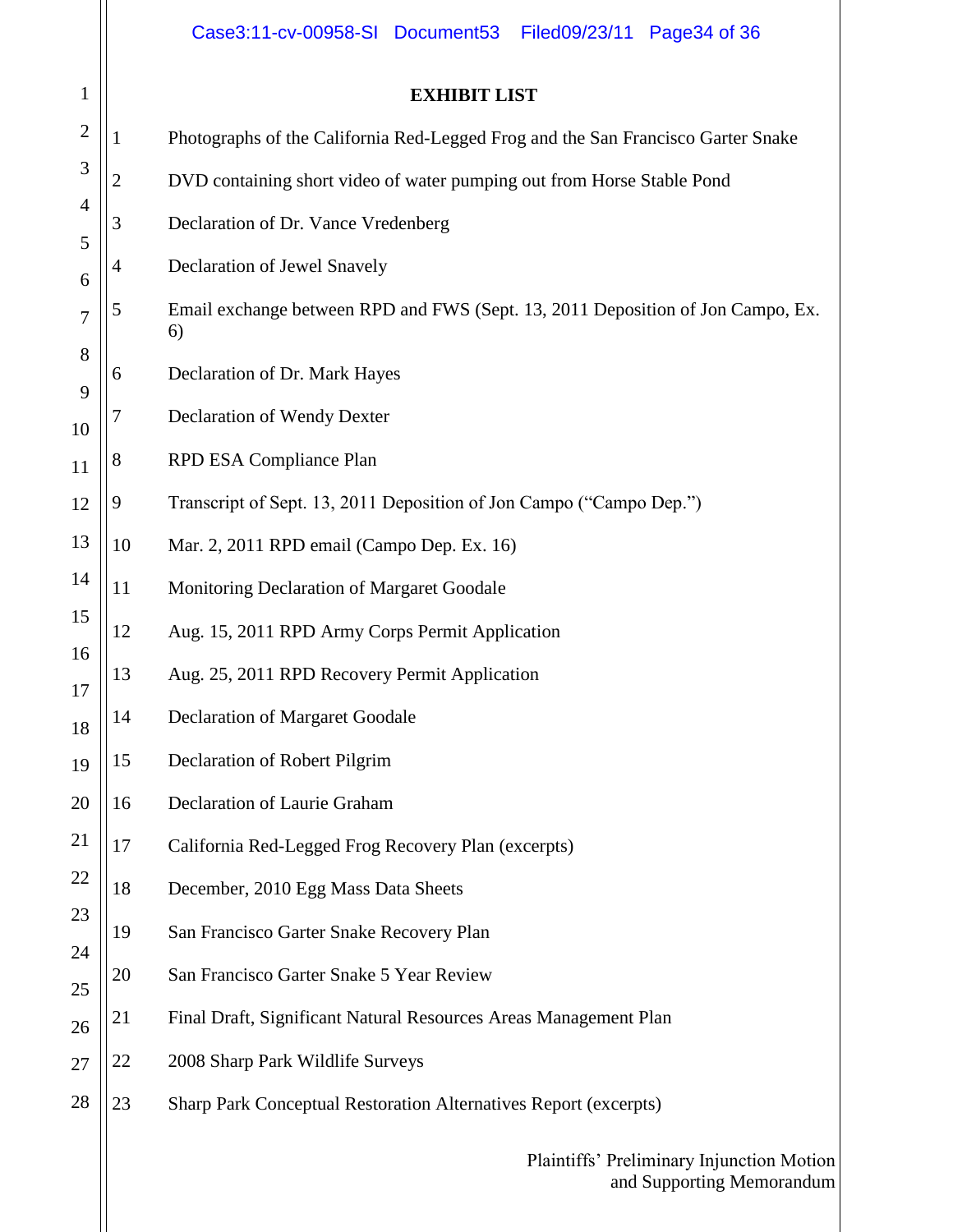## EXHIBIT LIST

| | |
|---|---|
| 1 | Photographs of the California Red-Legged Frog and the San Francisco Garter Snake |
| 2 | DVD containing short video of water pumping out from Horse Stable Pond |
| 3 | Declaration of Dr. Vance Vredenberg |
| 4 | Declaration of Jewel Snavely |
| 5 | Email exchange between RPD and FWS (Sept. 13, 2011 Deposition of Jon Campo, Ex. 6) |
| 6 | Declaration of Dr. Mark Hayes |
| 7 | Declaration of Wendy Dexter |
| 8 | RPD ESA Compliance Plan |
| 9 | Transcript of Sept. 13, 2011 Deposition of Jon Campo ("Campo Dep.") |
| 10 | Mar. 2, 2011 RPD email (Campo Dep. Ex. 16) |
| 11 | Monitoring Declaration of Margaret Goodale |
| 12 | Aug. 15, 2011 RPD Army Corps Permit Application |
| 13 | Aug. 25, 2011 RPD Recovery Permit Application |
| 14 | Declaration of Margaret Goodale |
| 15 | Declaration of Robert Pilgrim |
| 16 | Declaration of Laurie Graham |
| 17 | California Red-Legged Frog Recovery Plan (excerpts) |
| 18 | December, 2010 Egg Mass Data Sheets |
| 19 | San Francisco Garter Snake Recovery Plan |
| 20 | San Francisco Garter Snake 5 Year Review |
| 21 | Final Draft, Significant Natural Resources Areas Management Plan |
| 22 | 2008 Sharp Park Wildlife Surveys |
| 23 | Sharp Park Conceptual Restoration Alternatives Report (excerpts) |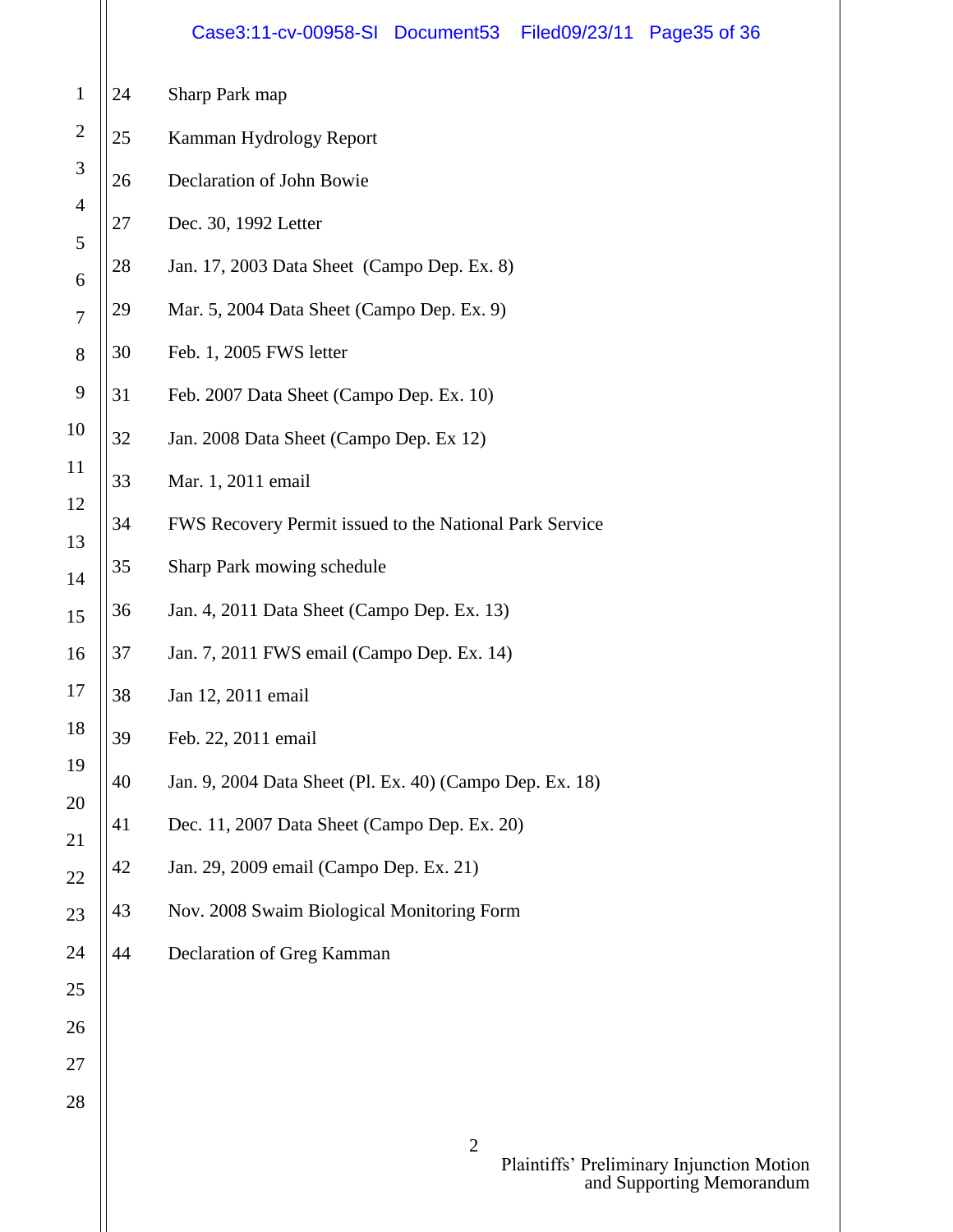| | |
|---|---|
| 24 | Sharp Park map |
| 25 | Kamman Hydrology Report |
| 26 | Declaration of John Bowie |
| 27 | Dec. 30, 1992 Letter |
| 28 | Jan. 17, 2003 Data Sheet (Campo Dep. Ex. 8) |
| 29 | Mar. 5, 2004 Data Sheet (Campo Dep. Ex. 9) |
| 30 | Feb. 1, 2005 FWS letter |
| 31 | Feb. 2007 Data Sheet (Campo Dep. Ex. 10) |
| 32 | Jan. 2008 Data Sheet (Campo Dep. Ex 12) |
| 33 | Mar. 1, 2011 email |
| 34 | FWS Recovery Permit issued to the National Park Service |
| 35 | Sharp Park mowing schedule |
| 36 | Jan. 4, 2011 Data Sheet (Campo Dep. Ex. 13) |
| 37 | Jan. 7, 2011 FWS email (Campo Dep. Ex. 14) |
| 38 | Jan 12, 2011 email |
| 39 | Feb. 22, 2011 email |
| 40 | Jan. 9, 2004 Data Sheet (Pl. Ex. 40) (Campo Dep. Ex. 18) |
| 41 | Dec. 11, 2007 Data Sheet (Campo Dep. Ex. 20) |
| 42 | Jan. 29, 2009 email (Campo Dep. Ex. 21) |
| 43 | Nov. 2008 Swaim Biological Monitoring Form |
| 44 | Declaration of Greg Kamman |

Plaintiffs' Preliminary Injunction Motion and Supporting Memorandum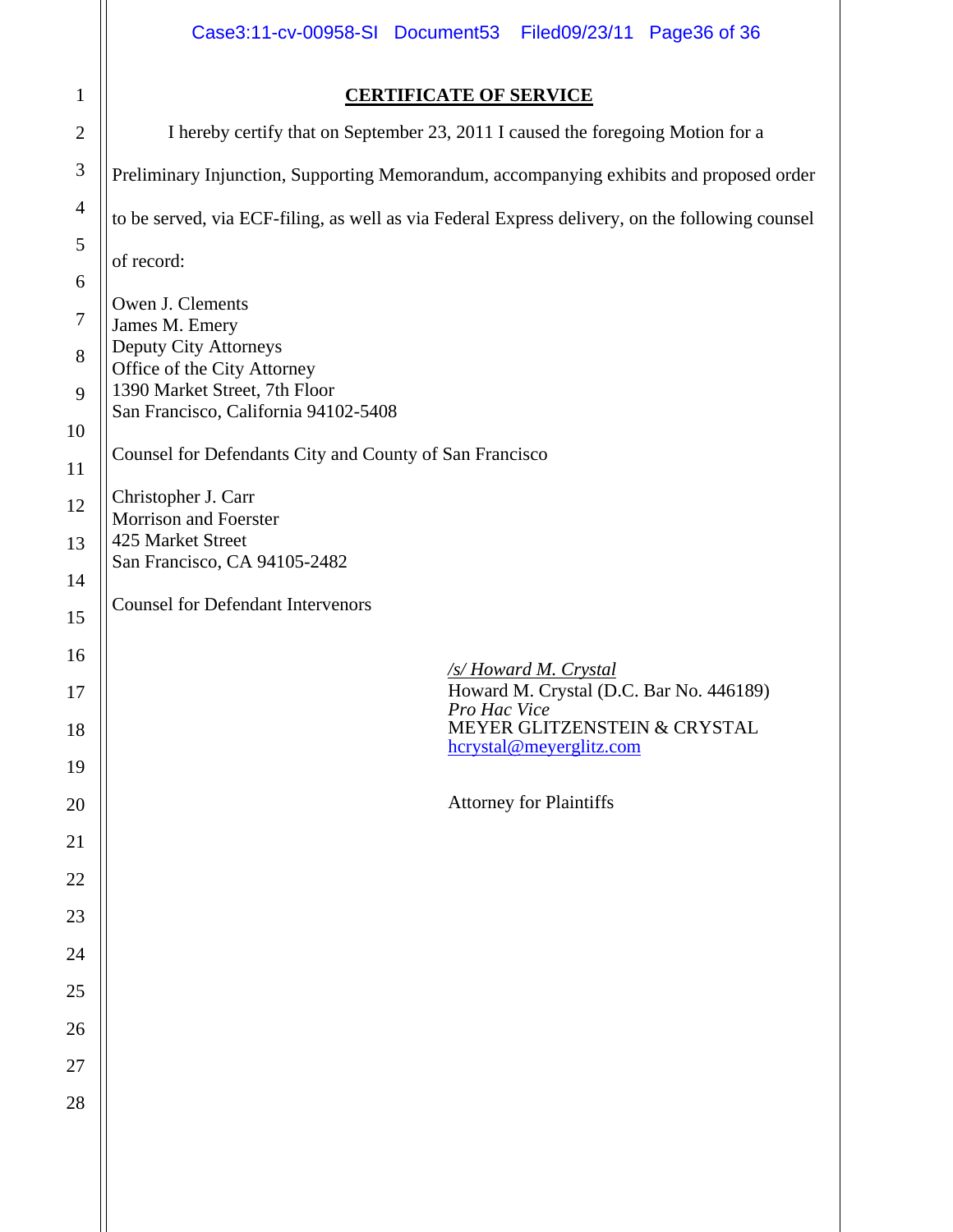**CERTIFICATE OF SERVICE**

I hereby certify that on September 23, 2011 I caused the foregoing Motion for a Preliminary Injunction, Supporting Memorandum, accompanying exhibits and proposed order to be served, via ECF-filing, as well as via Federal Express delivery, on the following counsel of record:

Owen J. Clements
James M. Emery
Deputy City Attorneys
Office of the City Attorney
1390 Market Street, 7th Floor
San Francisco, California 94102-5408

Counsel for Defendants City and County of San Francisco

Christopher J. Carr
Morrison and Foerster
425 Market Street
San Francisco, CA 94105-2482

Counsel for Defendant Intervenors

*/s/ Howard M. Crystal*
Howard M. Crystal (D.C. Bar No. 446189)
*Pro Hac Vice*
MEYER GLITZENSTEIN & CRYSTAL
hcrystal@meyerglitz.com

Attorney for Plaintiffs